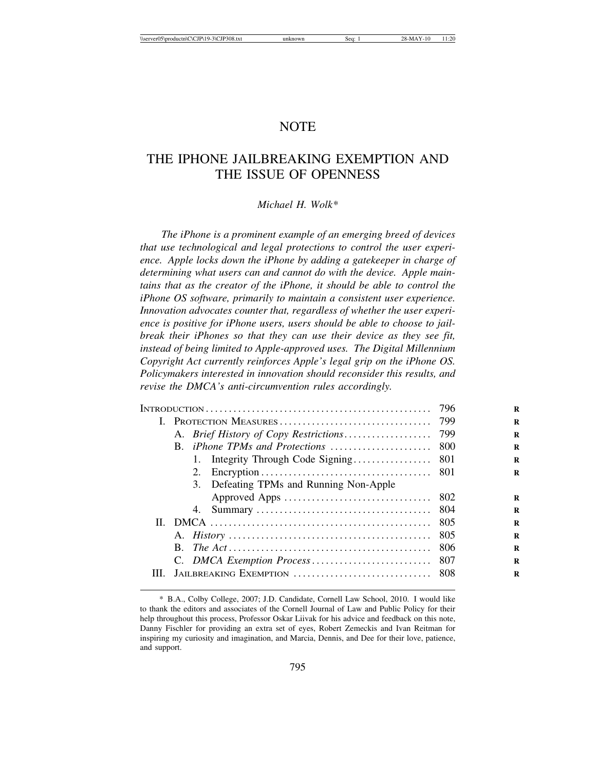# NOTE

# THE IPHONE JAILBREAKING EXEMPTION AND THE ISSUE OF OPENNESS

*Michael H. Wolk\**

*The iPhone is a prominent example of an emerging breed of devices that use technological and legal protections to control the user experience. Apple locks down the iPhone by adding a gatekeeper in charge of determining what users can and cannot do with the device. Apple maintains that as the creator of the iPhone, it should be able to control the iPhone OS software, primarily to maintain a consistent user experience. Innovation advocates counter that, regardless of whether the user experience is positive for iPhone users, users should be able to choose to jailbreak their iPhones so that they can use their device as they see fit, instead of being limited to Apple-approved uses. The Digital Millennium Copyright Act currently reinforces Apple's legal grip on the iPhone OS. Policymakers interested in innovation should reconsider this results, and revise the DMCA's anti-circumvention rules accordingly.*

| | |
|---|---|
| Introduction | 796 |
| I. Protection Measures | 799 |
| A. *Brief History of Copy Restrictions* | 799 |
| B. *iPhone TPMs and Protections* | 800 |
| 1. Integrity Through Code Signing | 801 |
| 2. Encryption | 801 |
| 3. Defeating TPMs and Running Non-Apple Approved Apps | 802 |
| 4. Summary | 804 |
| II. DMCA | 805 |
| A. *History* | 805 |
| B. *The Act* | 806 |
| C. *DMCA Exemption Process* | 807 |
| III. Jailbreaking Exemption | 808 |

\* B.A., Colby College, 2007; J.D. Candidate, Cornell Law School, 2010. I would like to thank the editors and associates of the Cornell Journal of Law and Public Policy for their help throughout this process, Professor Oskar Liivak for his advice and feedback on this note, Danny Fischler for providing an extra set of eyes, Robert Zemeckis and Ivan Reitman for inspiring my curiosity and imagination, and Marcia, Dennis, and Dee for their love, patience, and support.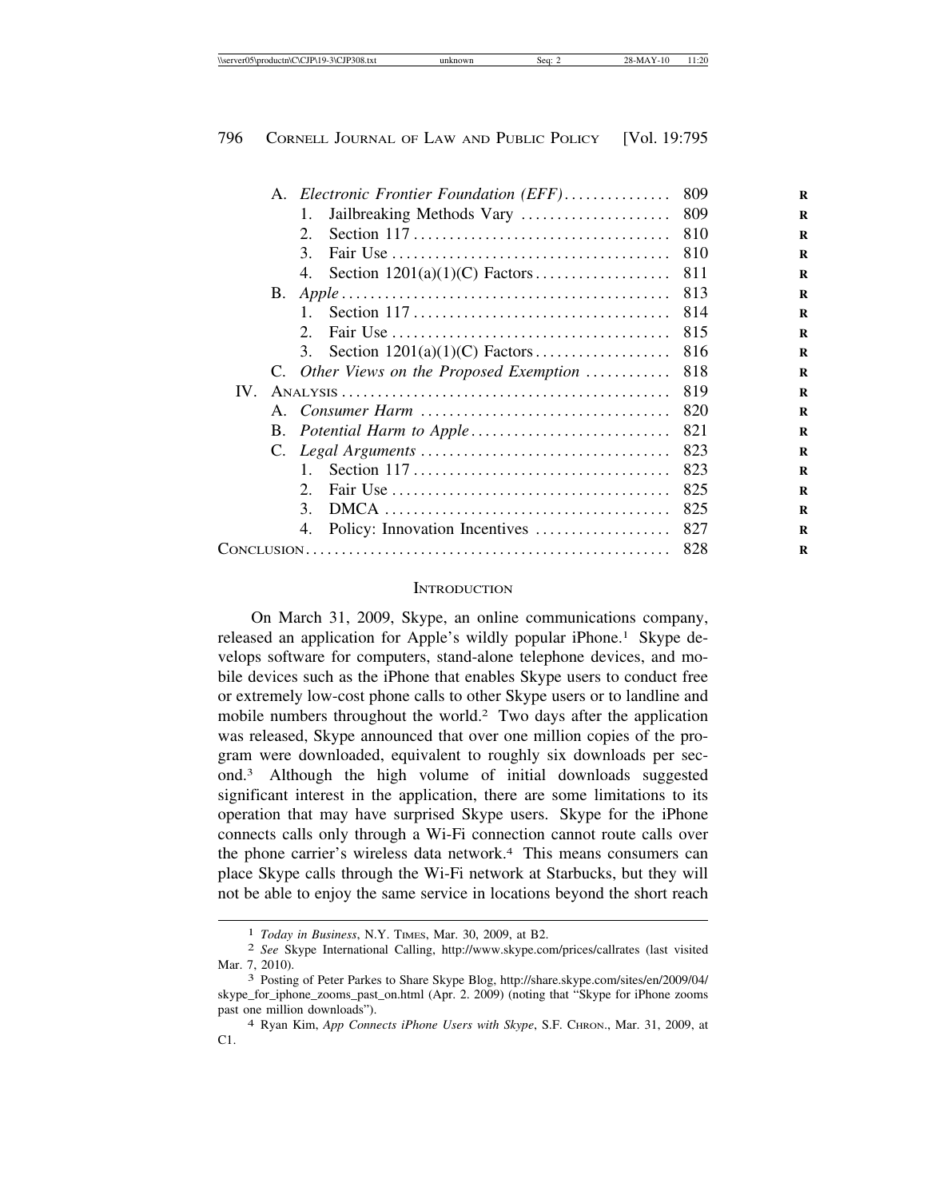- A. *Electronic Frontier Foundation (EFF)* .............. 809
  - 1. Jailbreaking Methods Vary .................... 809
  - 2. Section 117 .................................. 810
  - 3. Fair Use ..................................... 810
  - 4. Section 1201(a)(1)(C) Factors .................. 811
- B. *Apple* ............................................ 813
  - 1. Section 117 .................................. 814
  - 2. Fair Use ..................................... 815
  - 3. Section 1201(a)(1)(C) Factors .................. 816
- C. *Other Views on the Proposed Exemption* ........... 818

IV. ANALYSIS ............................................ 819

- A. *Consumer Harm* .................................. 820
- B. *Potential Harm to Apple* .......................... 821
- C. *Legal Arguments* .................................. 823
  - 1. Section 117 .................................. 823
  - 2. Fair Use ..................................... 825
  - 3. DMCA ....................................... 825
  - 4. Policy: Innovation Incentives .................. 827

CONCLUSION .............................................. 828

## INTRODUCTION

On March 31, 2009, Skype, an online communications company, released an application for Apple's wildly popular iPhone.[1] Skype develops software for computers, stand-alone telephone devices, and mobile devices such as the iPhone that enables Skype users to conduct free or extremely low-cost phone calls to other Skype users or to landline and mobile numbers throughout the world.[2] Two days after the application was released, Skype announced that over one million copies of the program were downloaded, equivalent to roughly six downloads per second.[3] Although the high volume of initial downloads suggested significant interest in the application, there are some limitations to its operation that may have surprised Skype users. Skype for the iPhone connects calls only through a Wi-Fi connection cannot route calls over the phone carrier's wireless data network.[4] This means consumers can place Skype calls through the Wi-Fi network at Starbucks, but they will not be able to enjoy the same service in locations beyond the short reach

---

[1] *Today in Business*, N.Y. TIMES, Mar. 30, 2009, at B2.

[2] *See* Skype International Calling, http://www.skype.com/prices/callrates (last visited Mar. 7, 2010).

[3] Posting of Peter Parkes to Share Skype Blog, http://share.skype.com/sites/en/2009/04/skype_for_iphone_zooms_past_on.html (Apr. 2. 2009) (noting that "Skype for iPhone zooms past one million downloads").

[4] Ryan Kim, *App Connects iPhone Users with Skype*, S.F. CHRON., Mar. 31, 2009, at C1.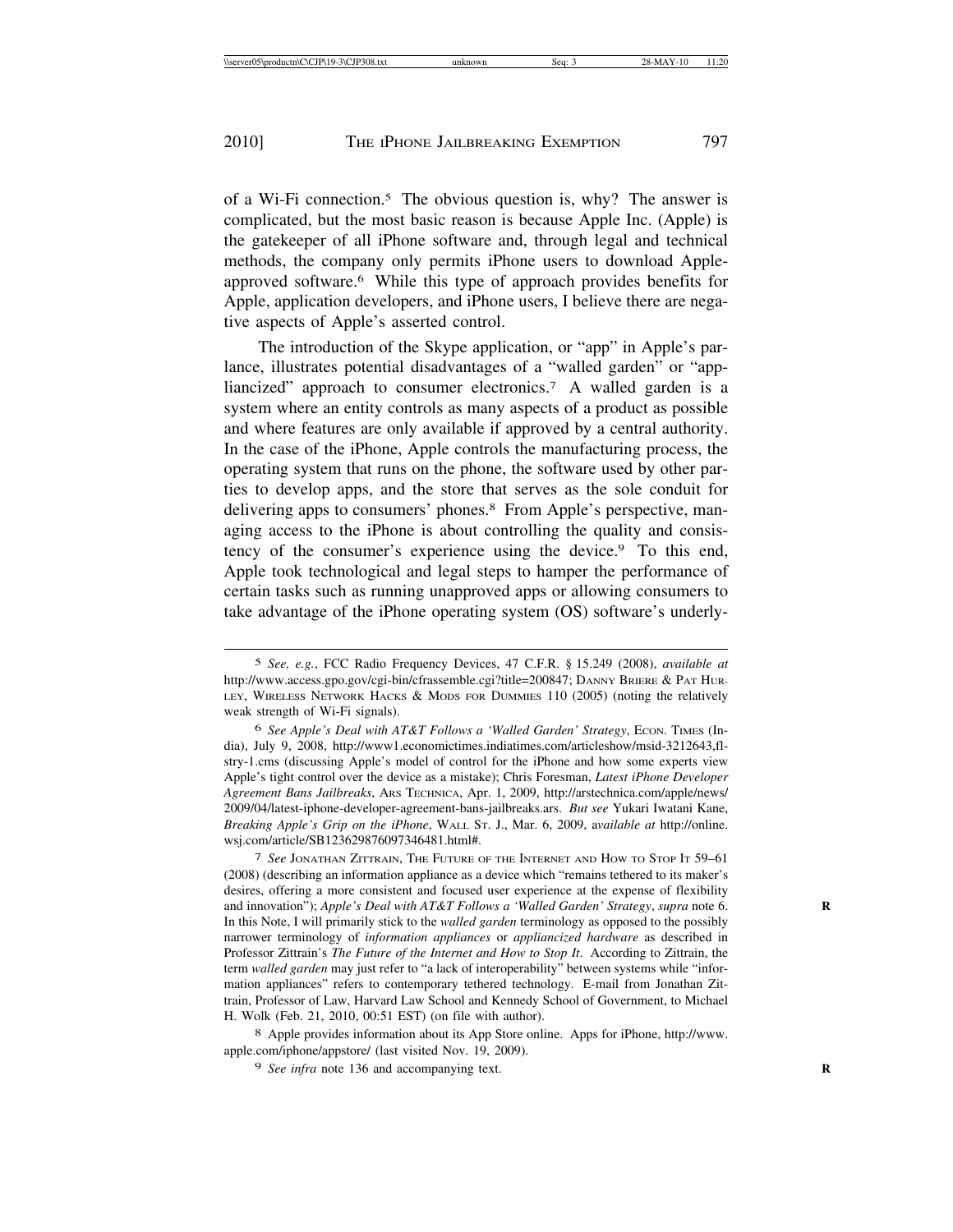of a Wi-Fi connection.[5] The obvious question is, why? The answer is complicated, but the most basic reason is because Apple Inc. (Apple) is the gatekeeper of all iPhone software and, through legal and technical methods, the company only permits iPhone users to download Apple-approved software.[6] While this type of approach provides benefits for Apple, application developers, and iPhone users, I believe there are negative aspects of Apple's asserted control.

The introduction of the Skype application, or "app" in Apple's parlance, illustrates potential disadvantages of a "walled garden" or "appliancized" approach to consumer electronics.[7] A walled garden is a system where an entity controls as many aspects of a product as possible and where features are only available if approved by a central authority. In the case of the iPhone, Apple controls the manufacturing process, the operating system that runs on the phone, the software used by other parties to develop apps, and the store that serves as the sole conduit for delivering apps to consumers' phones.[8] From Apple's perspective, managing access to the iPhone is about controlling the quality and consistency of the consumer's experience using the device.[9] To this end, Apple took technological and legal steps to hamper the performance of certain tasks such as running unapproved apps or allowing consumers to take advantage of the iPhone operating system (OS) software's underly-

---

[5] *See, e.g.*, FCC Radio Frequency Devices, 47 C.F.R. § 15.249 (2008), *available at* http://www.access.gpo.gov/cgi-bin/cfrassemble.cgi?title=200847; DANNY BRIERE & PAT HURLEY, WIRELESS NETWORK HACKS & MODS FOR DUMMIES 110 (2005) (noting the relatively weak strength of Wi-Fi signals).

[6] *See Apple's Deal with AT&T Follows a 'Walled Garden' Strategy*, ECON. TIMES (India), July 9, 2008, http://www1.economictimes.indiatimes.com/articleshow/msid-3212643,flstry-1.cms (discussing Apple's model of control for the iPhone and how some experts view Apple's tight control over the device as a mistake); Chris Foresman, *Latest iPhone Developer Agreement Bans Jailbreaks*, ARS TECHNICA, Apr. 1, 2009, http://arstechnica.com/apple/news/2009/04/latest-iphone-developer-agreement-bans-jailbreaks.ars. *But see* Yukari Iwatani Kane, *Breaking Apple's Grip on the iPhone*, WALL ST. J., Mar. 6, 2009, a*vailable at* http://online.wsj.com/article/SB123629876097346481.html#.

[7] *See* JONATHAN ZITTRAIN, THE FUTURE OF THE INTERNET AND HOW TO STOP IT 59–61 (2008) (describing an information appliance as a device which "remains tethered to its maker's desires, offering a more consistent and focused user experience at the expense of flexibility and innovation"); *Apple's Deal with AT&T Follows a 'Walled Garden' Strategy*, *supra* note 6. In this Note, I will primarily stick to the *walled garden* terminology as opposed to the possibly narrower terminology of *information appliances* or *appliancized hardware* as described in Professor Zittrain's *The Future of the Internet and How to Stop It*. According to Zittrain, the term *walled garden* may just refer to "a lack of interoperability" between systems while "information appliances" refers to contemporary tethered technology. E-mail from Jonathan Zittrain, Professor of Law, Harvard Law School and Kennedy School of Government, to Michael H. Wolk (Feb. 21, 2010, 00:51 EST) (on file with author).

[8] Apple provides information about its App Store online. Apps for iPhone, http://www.apple.com/iphone/appstore/ (last visited Nov. 19, 2009).

[9] *See infra* note 136 and accompanying text.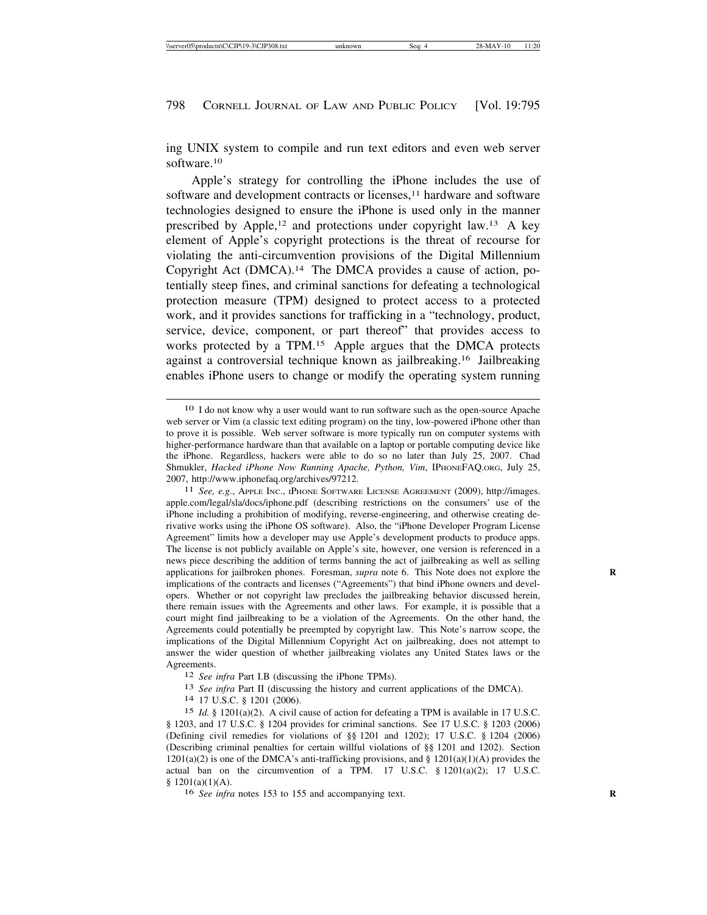ing UNIX system to compile and run text editors and even web server software.[10]

Apple's strategy for controlling the iPhone includes the use of software and development contracts or licenses,[11] hardware and software technologies designed to ensure the iPhone is used only in the manner prescribed by Apple,[12] and protections under copyright law.[13] A key element of Apple's copyright protections is the threat of recourse for violating the anti-circumvention provisions of the Digital Millennium Copyright Act (DMCA).[14] The DMCA provides a cause of action, potentially steep fines, and criminal sanctions for defeating a technological protection measure (TPM) designed to protect access to a protected work, and it provides sanctions for trafficking in a "technology, product, service, device, component, or part thereof" that provides access to works protected by a TPM.[15] Apple argues that the DMCA protects against a controversial technique known as jailbreaking.[16] Jailbreaking enables iPhone users to change or modify the operating system running

---

[10] I do not know why a user would want to run software such as the open-source Apache web server or Vim (a classic text editing program) on the tiny, low-powered iPhone other than to prove it is possible. Web server software is more typically run on computer systems with higher-performance hardware than that available on a laptop or portable computing device like the iPhone. Regardless, hackers were able to do so no later than July 25, 2007. Chad Shmukler, *Hacked iPhone Now Running Apache, Python, Vim*, IPHONEFAQ.ORG, July 25, 2007, http://www.iphonefaq.org/archives/97212.

[11] *See, e.g.*, APPLE INC., IPHONE SOFTWARE LICENSE AGREEMENT (2009), http://images.apple.com/legal/sla/docs/iphone.pdf (describing restrictions on the consumers' use of the iPhone including a prohibition of modifying, reverse-engineering, and otherwise creating derivative works using the iPhone OS software). Also, the "iPhone Developer Program License Agreement" limits how a developer may use Apple's development products to produce apps. The license is not publicly available on Apple's site, however, one version is referenced in a news piece describing the addition of terms banning the act of jailbreaking as well as selling applications for jailbroken phones. Foresman, *supra* note 6. This Note does not explore the implications of the contracts and licenses ("Agreements") that bind iPhone owners and developers. Whether or not copyright law precludes the jailbreaking behavior discussed herein, there remain issues with the Agreements and other laws. For example, it is possible that a court might find jailbreaking to be a violation of the Agreements. On the other hand, the Agreements could potentially be preempted by copyright law. This Note's narrow scope, the implications of the Digital Millennium Copyright Act on jailbreaking, does not attempt to answer the wider question of whether jailbreaking violates any United States laws or the Agreements.

[12] *See infra* Part I.B (discussing the iPhone TPMs).

[13] *See infra* Part II (discussing the history and current applications of the DMCA).

[14] 17 U.S.C. § 1201 (2006).

[15] *Id.* § 1201(a)(2). A civil cause of action for defeating a TPM is available in 17 U.S.C. § 1203, and 17 U.S.C. § 1204 provides for criminal sanctions. See 17 U.S.C. § 1203 (2006) (Defining civil remedies for violations of §§ 1201 and 1202); 17 U.S.C. § 1204 (2006) (Describing criminal penalties for certain willful violations of §§ 1201 and 1202). Section 1201(a)(2) is one of the DMCA's anti-trafficking provisions, and § 1201(a)(1)(A) provides the actual ban on the circumvention of a TPM. 17 U.S.C. § 1201(a)(2); 17 U.S.C. § 1201(a)(1)(A).

[16] *See infra* notes 153 to 155 and accompanying text.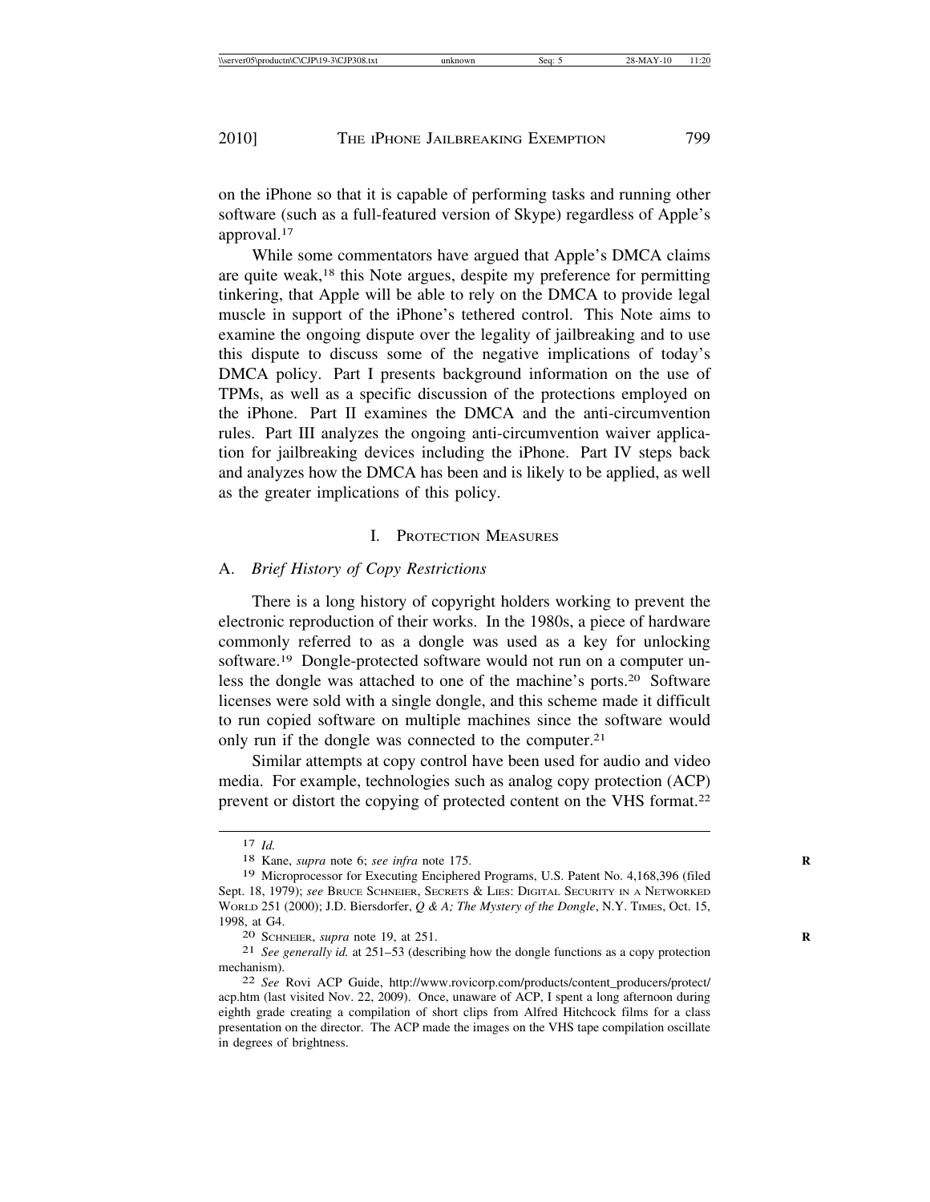on the iPhone so that it is capable of performing tasks and running other software (such as a full-featured version of Skype) regardless of Apple's approval.[17]

While some commentators have argued that Apple's DMCA claims are quite weak,[18] this Note argues, despite my preference for permitting tinkering, that Apple will be able to rely on the DMCA to provide legal muscle in support of the iPhone's tethered control. This Note aims to examine the ongoing dispute over the legality of jailbreaking and to use this dispute to discuss some of the negative implications of today's DMCA policy. Part I presents background information on the use of TPMs, as well as a specific discussion of the protections employed on the iPhone. Part II examines the DMCA and the anti-circumvention rules. Part III analyzes the ongoing anti-circumvention waiver application for jailbreaking devices including the iPhone. Part IV steps back and analyzes how the DMCA has been and is likely to be applied, as well as the greater implications of this policy.

## I. Protection Measures

### A. *Brief History of Copy Restrictions*

There is a long history of copyright holders working to prevent the electronic reproduction of their works. In the 1980s, a piece of hardware commonly referred to as a dongle was used as a key for unlocking software.[19] Dongle-protected software would not run on a computer unless the dongle was attached to one of the machine's ports.[20] Software licenses were sold with a single dongle, and this scheme made it difficult to run copied software on multiple machines since the software would only run if the dongle was connected to the computer.[21]

Similar attempts at copy control have been used for audio and video media. For example, technologies such as analog copy protection (ACP) prevent or distort the copying of protected content on the VHS format.[22]

---

[17] *Id.*

[18] Kane, *supra* note 6; *see infra* note 175.

[19] Microprocessor for Executing Enciphered Programs, U.S. Patent No. 4,168,396 (filed Sept. 18, 1979); *see* Bruce Schneier, Secrets & Lies: Digital Security in a Networked World 251 (2000); J.D. Biersdorfer, *Q & A; The Mystery of the Dongle*, N.Y. Times, Oct. 15, 1998, at G4.

[20] Schneier, *supra* note 19, at 251.

[21] *See generally id.* at 251–53 (describing how the dongle functions as a copy protection mechanism).

[22] *See* Rovi ACP Guide, http://www.rovicorp.com/products/content_producers/protect/acp.htm (last visited Nov. 22, 2009). Once, unaware of ACP, I spent a long afternoon during eighth grade creating a compilation of short clips from Alfred Hitchcock films for a class presentation on the director. The ACP made the images on the VHS tape compilation oscillate in degrees of brightness.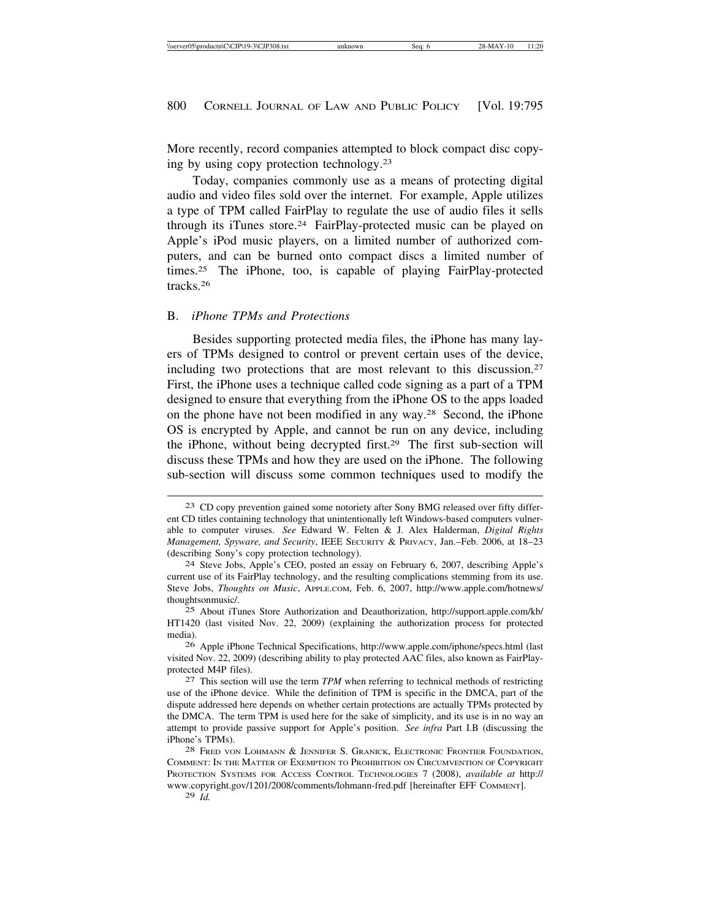More recently, record companies attempted to block compact disc copying by using copy protection technology.[23]

Today, companies commonly use as a means of protecting digital audio and video files sold over the internet. For example, Apple utilizes a type of TPM called FairPlay to regulate the use of audio files it sells through its iTunes store.[24] FairPlay-protected music can be played on Apple's iPod music players, on a limited number of authorized computers, and can be burned onto compact discs a limited number of times.[25] The iPhone, too, is capable of playing FairPlay-protected tracks.[26]

### B. *iPhone TPMs and Protections*

Besides supporting protected media files, the iPhone has many layers of TPMs designed to control or prevent certain uses of the device, including two protections that are most relevant to this discussion.[27] First, the iPhone uses a technique called code signing as a part of a TPM designed to ensure that everything from the iPhone OS to the apps loaded on the phone have not been modified in any way.[28] Second, the iPhone OS is encrypted by Apple, and cannot be run on any device, including the iPhone, without being decrypted first.[29] The first sub-section will discuss these TPMs and how they are used on the iPhone. The following sub-section will discuss some common techniques used to modify the

---

[23] CD copy prevention gained some notoriety after Sony BMG released over fifty different CD titles containing technology that unintentionally left Windows-based computers vulnerable to computer viruses. *See* Edward W. Felten & J. Alex Halderman, *Digital Rights Management, Spyware, and Security*, IEEE SECURITY & PRIVACY, Jan.–Feb. 2006, at 18–23 (describing Sony's copy protection technology).

[24] Steve Jobs, Apple's CEO, posted an essay on February 6, 2007, describing Apple's current use of its FairPlay technology, and the resulting complications stemming from its use. Steve Jobs, *Thoughts on Music*, APPLE.COM, Feb. 6, 2007, http://www.apple.com/hotnews/thoughtsonmusic/.

[25] About iTunes Store Authorization and Deauthorization, http://support.apple.com/kb/HT1420 (last visited Nov. 22, 2009) (explaining the authorization process for protected media).

[26] Apple iPhone Technical Specifications, http://www.apple.com/iphone/specs.html (last visited Nov. 22, 2009) (describing ability to play protected AAC files, also known as FairPlay-protected M4P files).

[27] This section will use the term *TPM* when referring to technical methods of restricting use of the iPhone device. While the definition of TPM is specific in the DMCA, part of the dispute addressed here depends on whether certain protections are actually TPMs protected by the DMCA. The term TPM is used here for the sake of simplicity, and its use is in no way an attempt to provide passive support for Apple's position. *See infra* Part I.B (discussing the iPhone's TPMs).

[28] FRED VON LOHMANN & JENNIFER S. GRANICK, ELECTRONIC FRONTIER FOUNDATION, COMMENT: IN THE MATTER OF EXEMPTION TO PROHIBITION ON CIRCUMVENTION OF COPYRIGHT PROTECTION SYSTEMS FOR ACCESS CONTROL TECHNOLOGIES 7 (2008), *available at* http://www.copyright.gov/1201/2008/comments/lohmann-fred.pdf [hereinafter EFF COMMENT].

[29] *Id.*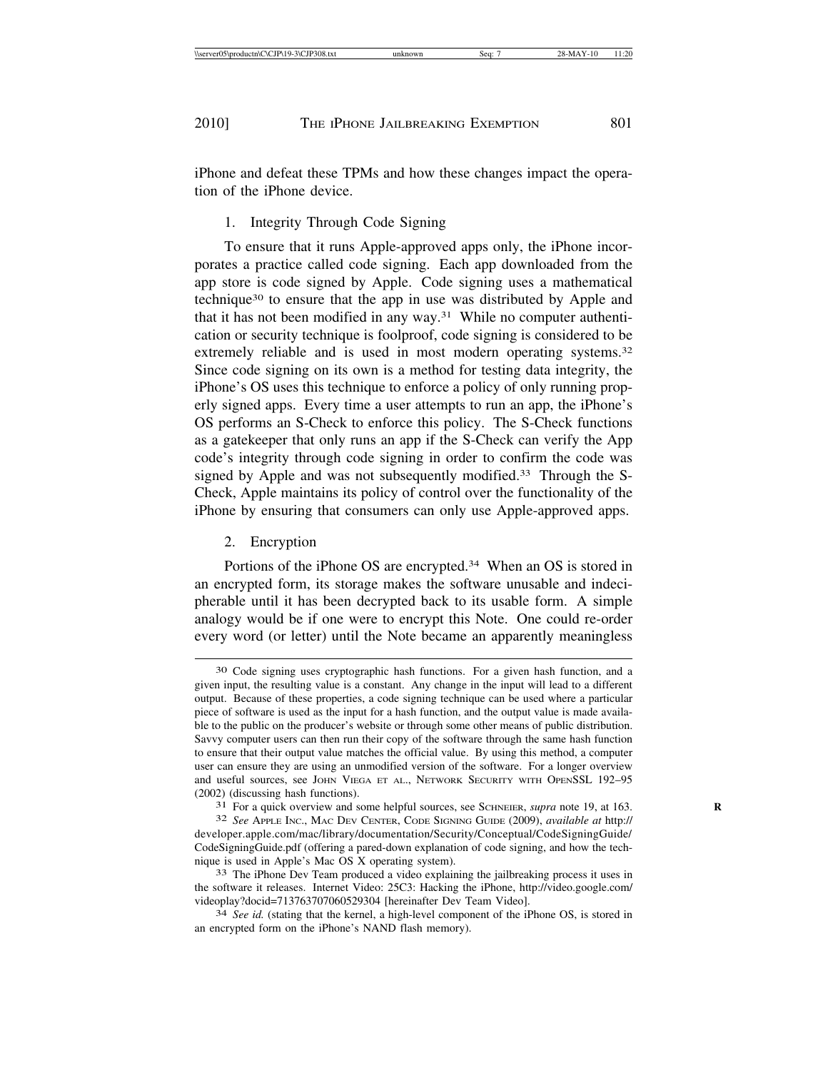iPhone and defeat these TPMs and how these changes impact the operation of the iPhone device.

### 1. Integrity Through Code Signing

To ensure that it runs Apple-approved apps only, the iPhone incorporates a practice called code signing. Each app downloaded from the app store is code signed by Apple. Code signing uses a mathematical technique[30] to ensure that the app in use was distributed by Apple and that it has not been modified in any way.[31] While no computer authentication or security technique is foolproof, code signing is considered to be extremely reliable and is used in most modern operating systems.[32] Since code signing on its own is a method for testing data integrity, the iPhone's OS uses this technique to enforce a policy of only running properly signed apps. Every time a user attempts to run an app, the iPhone's OS performs an S-Check to enforce this policy. The S-Check functions as a gatekeeper that only runs an app if the S-Check can verify the App code's integrity through code signing in order to confirm the code was signed by Apple and was not subsequently modified.[33] Through the S-Check, Apple maintains its policy of control over the functionality of the iPhone by ensuring that consumers can only use Apple-approved apps.

### 2. Encryption

Portions of the iPhone OS are encrypted.[34] When an OS is stored in an encrypted form, its storage makes the software unusable and indecipherable until it has been decrypted back to its usable form. A simple analogy would be if one were to encrypt this Note. One could re-order every word (or letter) until the Note became an apparently meaningless

---

[30] Code signing uses cryptographic hash functions. For a given hash function, and a given input, the resulting value is a constant. Any change in the input will lead to a different output. Because of these properties, a code signing technique can be used where a particular piece of software is used as the input for a hash function, and the output value is made available to the public on the producer's website or through some other means of public distribution. Savvy computer users can then run their copy of the software through the same hash function to ensure that their output value matches the official value. By using this method, a computer user can ensure they are using an unmodified version of the software. For a longer overview and useful sources, see JOHN VIEGA ET AL., NETWORK SECURITY WITH OPENSSL 192–95 (2002) (discussing hash functions).

[31] For a quick overview and some helpful sources, see SCHNEIER, *supra* note 19, at 163.

[32] *See* APPLE INC., MAC DEV CENTER, CODE SIGNING GUIDE (2009), *available at* http://developer.apple.com/mac/library/documentation/Security/Conceptual/CodeSigningGuide/CodeSigningGuide.pdf (offering a pared-down explanation of code signing, and how the technique is used in Apple's Mac OS X operating system).

[33] The iPhone Dev Team produced a video explaining the jailbreaking process it uses in the software it releases. Internet Video: 25C3: Hacking the iPhone, http://video.google.com/videoplay?docid=713763707060529304 [hereinafter Dev Team Video].

[34] *See id.* (stating that the kernel, a high-level component of the iPhone OS, is stored in an encrypted form on the iPhone's NAND flash memory).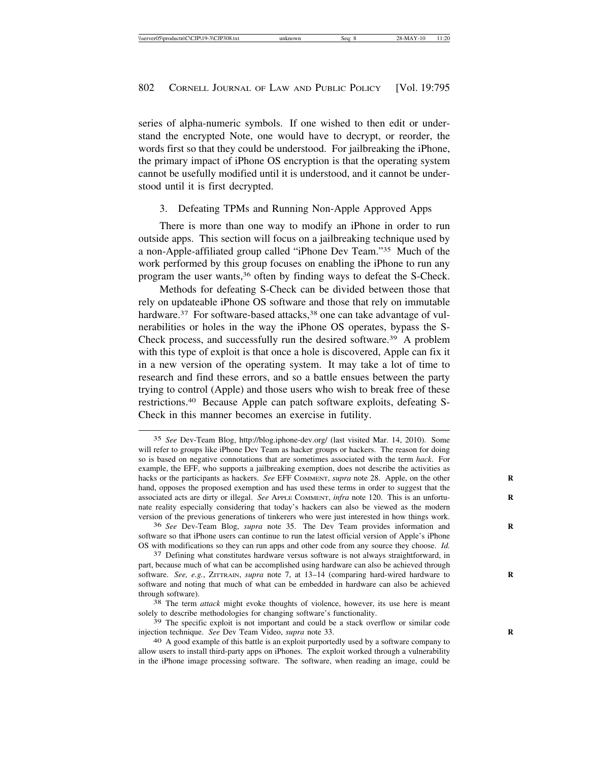series of alpha-numeric symbols. If one wished to then edit or understand the encrypted Note, one would have to decrypt, or reorder, the words first so that they could be understood. For jailbreaking the iPhone, the primary impact of iPhone OS encryption is that the operating system cannot be usefully modified until it is understood, and it cannot be understood until it is first decrypted.

### 3. Defeating TPMs and Running Non-Apple Approved Apps

There is more than one way to modify an iPhone in order to run outside apps. This section will focus on a jailbreaking technique used by a non-Apple-affiliated group called "iPhone Dev Team."[35] Much of the work performed by this group focuses on enabling the iPhone to run any program the user wants,[36] often by finding ways to defeat the S-Check.

Methods for defeating S-Check can be divided between those that rely on updateable iPhone OS software and those that rely on immutable hardware.[37] For software-based attacks,[38] one can take advantage of vulnerabilities or holes in the way the iPhone OS operates, bypass the S-Check process, and successfully run the desired software.[39] A problem with this type of exploit is that once a hole is discovered, Apple can fix it in a new version of the operating system. It may take a lot of time to research and find these errors, and so a battle ensues between the party trying to control (Apple) and those users who wish to break free of these restrictions.[40] Because Apple can patch software exploits, defeating S-Check in this manner becomes an exercise in futility.

---

[35] *See* Dev-Team Blog, http://blog.iphone-dev.org/ (last visited Mar. 14, 2010). Some will refer to groups like iPhone Dev Team as hacker groups or hackers. The reason for doing so is based on negative connotations that are sometimes associated with the term *hack*. For example, the EFF, who supports a jailbreaking exemption, does not describe the activities as hacks or the participants as hackers. *See* EFF COMMENT, *supra* note 28. Apple, on the other hand, opposes the proposed exemption and has used these terms in order to suggest that the associated acts are dirty or illegal. *See* APPLE COMMENT, *infra* note 120. This is an unfortunate reality especially considering that today's hackers can also be viewed as the modern version of the previous generations of tinkerers who were just interested in how things work.

[36] *See* Dev-Team Blog, *supra* note 35. The Dev Team provides information and software so that iPhone users can continue to run the latest official version of Apple's iPhone OS with modifications so they can run apps and other code from any source they choose. *Id.*

[37] Defining what constitutes hardware versus software is not always straightforward, in part, because much of what can be accomplished using hardware can also be achieved through software. *See, e.g.*, ZITTRAIN, *supra* note 7, at 13–14 (comparing hard-wired hardware to software and noting that much of what can be embedded in hardware can also be achieved through software).

[38] The term *attack* might evoke thoughts of violence, however, its use here is meant solely to describe methodologies for changing software's functionality.

[39] The specific exploit is not important and could be a stack overflow or similar code injection technique. *See* Dev Team Video, *supra* note 33.

[40] A good example of this battle is an exploit purportedly used by a software company to allow users to install third-party apps on iPhones. The exploit worked through a vulnerability in the iPhone image processing software. The software, when reading an image, could be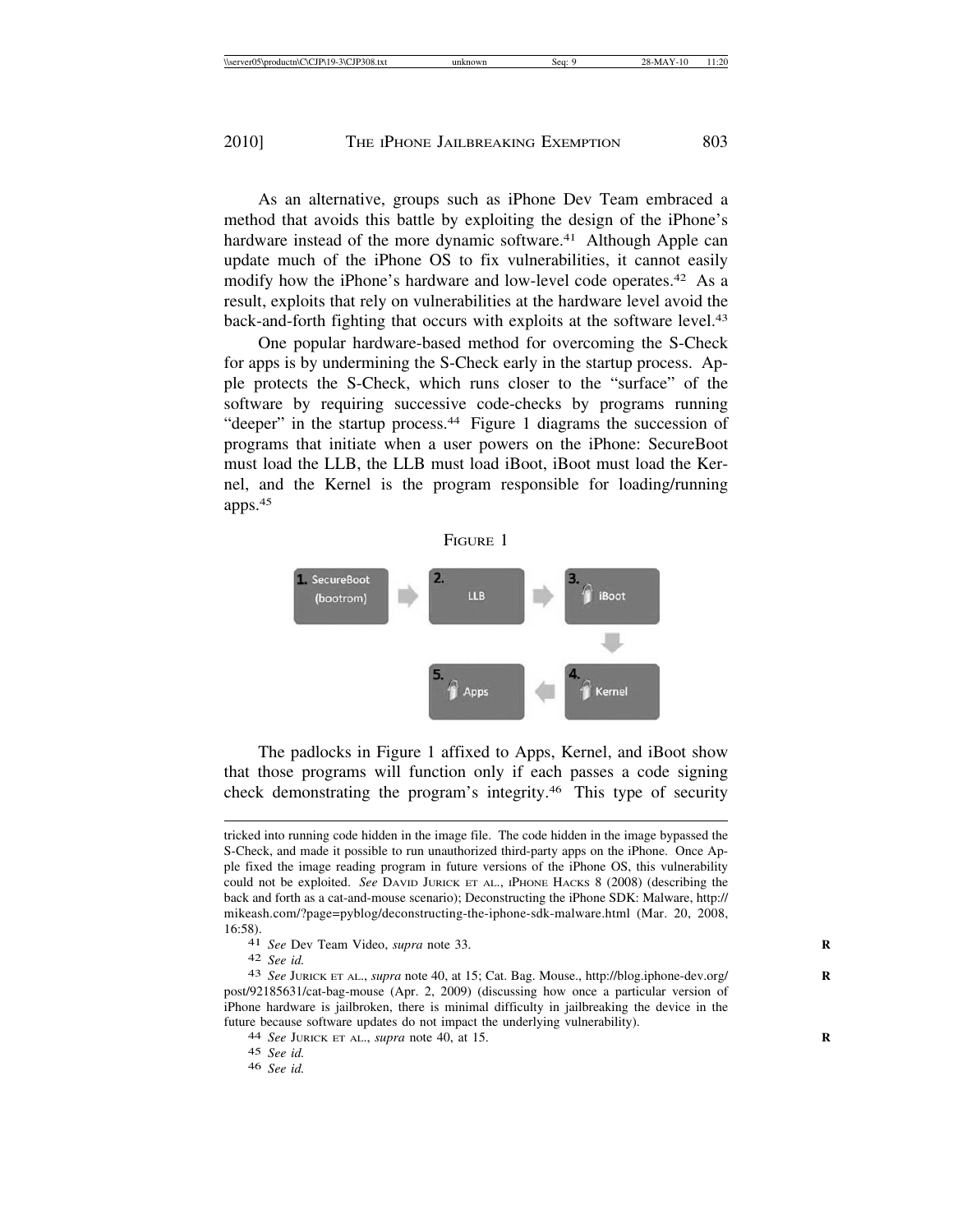As an alternative, groups such as iPhone Dev Team embraced a method that avoids this battle by exploiting the design of the iPhone's hardware instead of the more dynamic software.[41] Although Apple can update much of the iPhone OS to fix vulnerabilities, it cannot easily modify how the iPhone's hardware and low-level code operates.[42] As a result, exploits that rely on vulnerabilities at the hardware level avoid the back-and-forth fighting that occurs with exploits at the software level.[43]

One popular hardware-based method for overcoming the S-Check for apps is by undermining the S-Check early in the startup process. Apple protects the S-Check, which runs closer to the "surface" of the software by requiring successive code-checks by programs running "deeper" in the startup process.[44] Figure 1 diagrams the succession of programs that initiate when a user powers on the iPhone: SecureBoot must load the LLB, the LLB must load iBoot, iBoot must load the Kernel, and the Kernel is the program responsible for loading/running apps.[45]

FIGURE 1

1. SecureBoot (bootrom) → 2. LLB → 3. iBoot → 4. Kernel → 5. Apps

The padlocks in Figure 1 affixed to Apps, Kernel, and iBoot show that those programs will function only if each passes a code signing check demonstrating the program's integrity.[46] This type of security

---

tricked into running code hidden in the image file. The code hidden in the image bypassed the S-Check, and made it possible to run unauthorized third-party apps on the iPhone. Once Apple fixed the image reading program in future versions of the iPhone OS, this vulnerability could not be exploited. *See* DAVID JURICK ET AL., IPHONE HACKS 8 (2008) (describing the back and forth as a cat-and-mouse scenario); Deconstructing the iPhone SDK: Malware, http://mikeash.com/?page=pyblog/deconstructing-the-iphone-sdk-malware.html (Mar. 20, 2008, 16:58).

[41] *See* Dev Team Video, *supra* note 33.

[42] *See id.*

[43] *See* JURICK ET AL., *supra* note 40, at 15; Cat. Bag. Mouse., http://blog.iphone-dev.org/post/92185631/cat-bag-mouse (Apr. 2, 2009) (discussing how once a particular version of iPhone hardware is jailbroken, there is minimal difficulty in jailbreaking the device in the future because software updates do not impact the underlying vulnerability).

[44] *See* JURICK ET AL., *supra* note 40, at 15.

[45] *See id.*

[46] *See id.*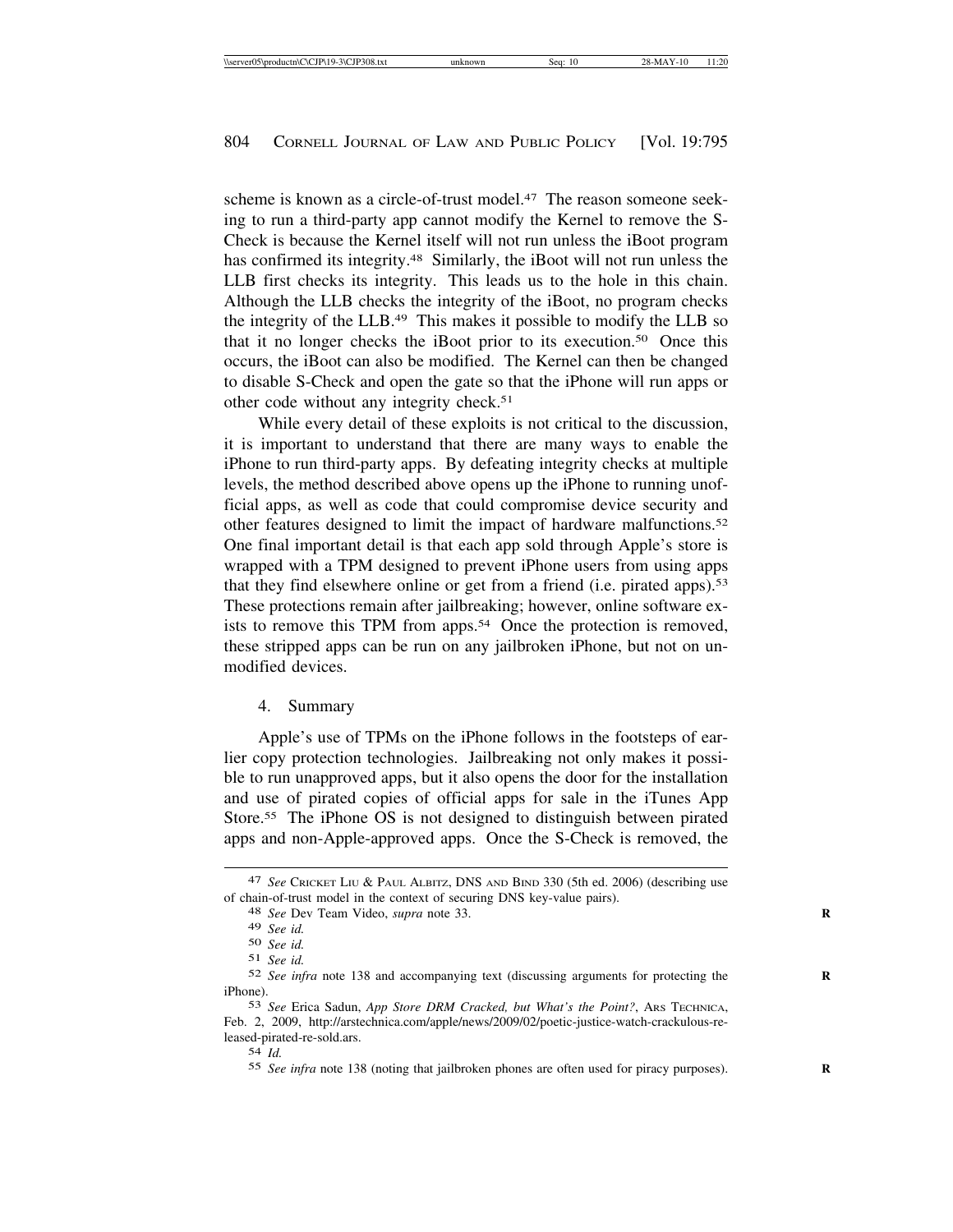scheme is known as a circle-of-trust model.[47] The reason someone seeking to run a third-party app cannot modify the Kernel to remove the S-Check is because the Kernel itself will not run unless the iBoot program has confirmed its integrity.[48] Similarly, the iBoot will not run unless the LLB first checks its integrity. This leads us to the hole in this chain. Although the LLB checks the integrity of the iBoot, no program checks the integrity of the LLB.[49] This makes it possible to modify the LLB so that it no longer checks the iBoot prior to its execution.[50] Once this occurs, the iBoot can also be modified. The Kernel can then be changed to disable S-Check and open the gate so that the iPhone will run apps or other code without any integrity check.[51]

While every detail of these exploits is not critical to the discussion, it is important to understand that there are many ways to enable the iPhone to run third-party apps. By defeating integrity checks at multiple levels, the method described above opens up the iPhone to running unofficial apps, as well as code that could compromise device security and other features designed to limit the impact of hardware malfunctions.[52] One final important detail is that each app sold through Apple's store is wrapped with a TPM designed to prevent iPhone users from using apps that they find elsewhere online or get from a friend (i.e. pirated apps).[53] These protections remain after jailbreaking; however, online software exists to remove this TPM from apps.[54] Once the protection is removed, these stripped apps can be run on any jailbroken iPhone, but not on unmodified devices.

4. Summary

Apple's use of TPMs on the iPhone follows in the footsteps of earlier copy protection technologies. Jailbreaking not only makes it possible to run unapproved apps, but it also opens the door for the installation and use of pirated copies of official apps for sale in the iTunes App Store.[55] The iPhone OS is not designed to distinguish between pirated apps and non-Apple-approved apps. Once the S-Check is removed, the

---

47 *See* Cricket Liu & Paul Albitz, DNS and Bind 330 (5th ed. 2006) (describing use of chain-of-trust model in the context of securing DNS key-value pairs).

48 *See* Dev Team Video, *supra* note 33.

49 *See id.*

50 *See id.*

51 *See id.*

52 *See infra* note 138 and accompanying text (discussing arguments for protecting the iPhone).

53 *See* Erica Sadun, *App Store DRM Cracked, but What's the Point?*, Ars Technica, Feb. 2, 2009, http://arstechnica.com/apple/news/2009/02/poetic-justice-watch-crackulous-released-pirated-re-sold.ars.

54 *Id.*

55 *See infra* note 138 (noting that jailbroken phones are often used for piracy purposes).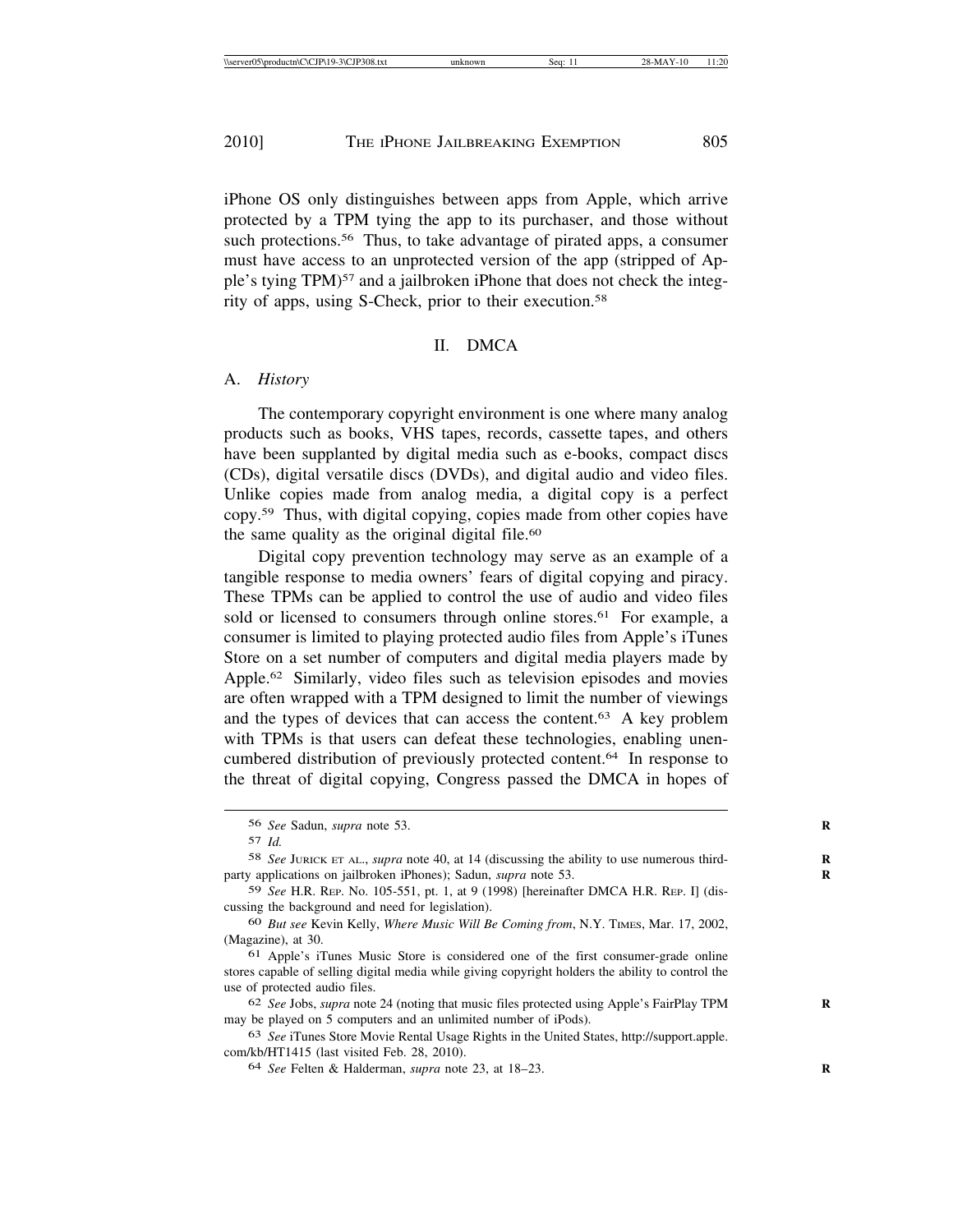iPhone OS only distinguishes between apps from Apple, which arrive protected by a TPM tying the app to its purchaser, and those without such protections.[56] Thus, to take advantage of pirated apps, a consumer must have access to an unprotected version of the app (stripped of Apple's tying TPM)[57] and a jailbroken iPhone that does not check the integrity of apps, using S-Check, prior to their execution.[58]

## II. DMCA

### A. *History*

The contemporary copyright environment is one where many analog products such as books, VHS tapes, records, cassette tapes, and others have been supplanted by digital media such as e-books, compact discs (CDs), digital versatile discs (DVDs), and digital audio and video files. Unlike copies made from analog media, a digital copy is a perfect copy.[59] Thus, with digital copying, copies made from other copies have the same quality as the original digital file.[60]

Digital copy prevention technology may serve as an example of a tangible response to media owners' fears of digital copying and piracy. These TPMs can be applied to control the use of audio and video files sold or licensed to consumers through online stores.[61] For example, a consumer is limited to playing protected audio files from Apple's iTunes Store on a set number of computers and digital media players made by Apple.[62] Similarly, video files such as television episodes and movies are often wrapped with a TPM designed to limit the number of viewings and the types of devices that can access the content.[63] A key problem with TPMs is that users can defeat these technologies, enabling unencumbered distribution of previously protected content.[64] In response to the threat of digital copying, Congress passed the DMCA in hopes of

---

56 *See* Sadun, *supra* note 53.

57 *Id.*

58 *See* Jurick et al., *supra* note 40, at 14 (discussing the ability to use numerous third-party applications on jailbroken iPhones); Sadun, *supra* note 53.

59 *See* H.R. Rep. No. 105-551, pt. 1, at 9 (1998) [hereinafter DMCA H.R. Rep. I] (discussing the background and need for legislation).

60 *But see* Kevin Kelly, *Where Music Will Be Coming from*, N.Y. Times, Mar. 17, 2002, (Magazine), at 30.

61 Apple's iTunes Music Store is considered one of the first consumer-grade online stores capable of selling digital media while giving copyright holders the ability to control the use of protected audio files.

62 *See* Jobs, *supra* note 24 (noting that music files protected using Apple's FairPlay TPM may be played on 5 computers and an unlimited number of iPods).

63 *See* iTunes Store Movie Rental Usage Rights in the United States, http://support.apple.com/kb/HT1415 (last visited Feb. 28, 2010).

64 *See* Felten & Halderman, *supra* note 23, at 18–23.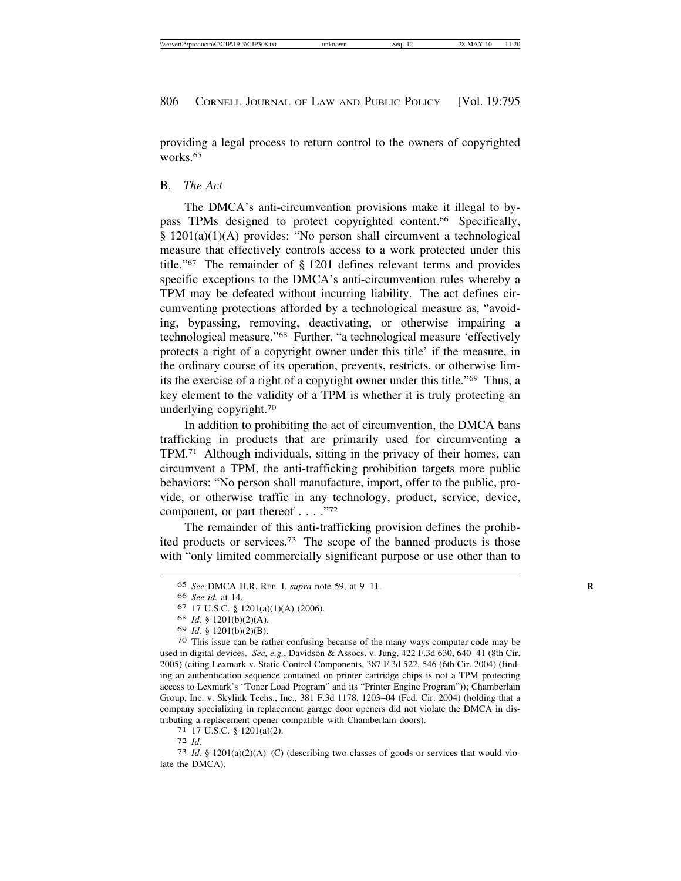providing a legal process to return control to the owners of copyrighted works.[65]

## B. *The Act*

The DMCA's anti-circumvention provisions make it illegal to bypass TPMs designed to protect copyrighted content.[66] Specifically, § 1201(a)(1)(A) provides: "No person shall circumvent a technological measure that effectively controls access to a work protected under this title."[67] The remainder of § 1201 defines relevant terms and provides specific exceptions to the DMCA's anti-circumvention rules whereby a TPM may be defeated without incurring liability. The act defines circumventing protections afforded by a technological measure as, "avoiding, bypassing, removing, deactivating, or otherwise impairing a technological measure."[68] Further, "a technological measure 'effectively protects a right of a copyright owner under this title' if the measure, in the ordinary course of its operation, prevents, restricts, or otherwise limits the exercise of a right of a copyright owner under this title."[69] Thus, a key element to the validity of a TPM is whether it is truly protecting an underlying copyright.[70]

In addition to prohibiting the act of circumvention, the DMCA bans trafficking in products that are primarily used for circumventing a TPM.[71] Although individuals, sitting in the privacy of their homes, can circumvent a TPM, the anti-trafficking prohibition targets more public behaviors: "No person shall manufacture, import, offer to the public, provide, or otherwise traffic in any technology, product, service, device, component, or part thereof . . . ."[72]

The remainder of this anti-trafficking provision defines the prohibited products or services.[73] The scope of the banned products is those with "only limited commercially significant purpose or use other than to

---

[65] *See* DMCA H.R. Rep. I, *supra* note 59, at 9–11.

[66] *See id.* at 14.

[67] 17 U.S.C. § 1201(a)(1)(A) (2006).

[68] *Id.* § 1201(b)(2)(A).

[69] *Id.* § 1201(b)(2)(B).

[70] This issue can be rather confusing because of the many ways computer code may be used in digital devices. *See, e.g.*, Davidson & Assocs. v. Jung, 422 F.3d 630, 640–41 (8th Cir. 2005) (citing Lexmark v. Static Control Components, 387 F.3d 522, 546 (6th Cir. 2004) (finding an authentication sequence contained on printer cartridge chips is not a TPM protecting access to Lexmark's "Toner Load Program" and its "Printer Engine Program")); Chamberlain Group, Inc. v. Skylink Techs., Inc., 381 F.3d 1178, 1203–04 (Fed. Cir. 2004) (holding that a company specializing in replacement garage door openers did not violate the DMCA in distributing a replacement opener compatible with Chamberlain doors).

[71] 17 U.S.C. § 1201(a)(2).

[72] *Id.*

[73] *Id.* § 1201(a)(2)(A)–(C) (describing two classes of goods or services that would violate the DMCA).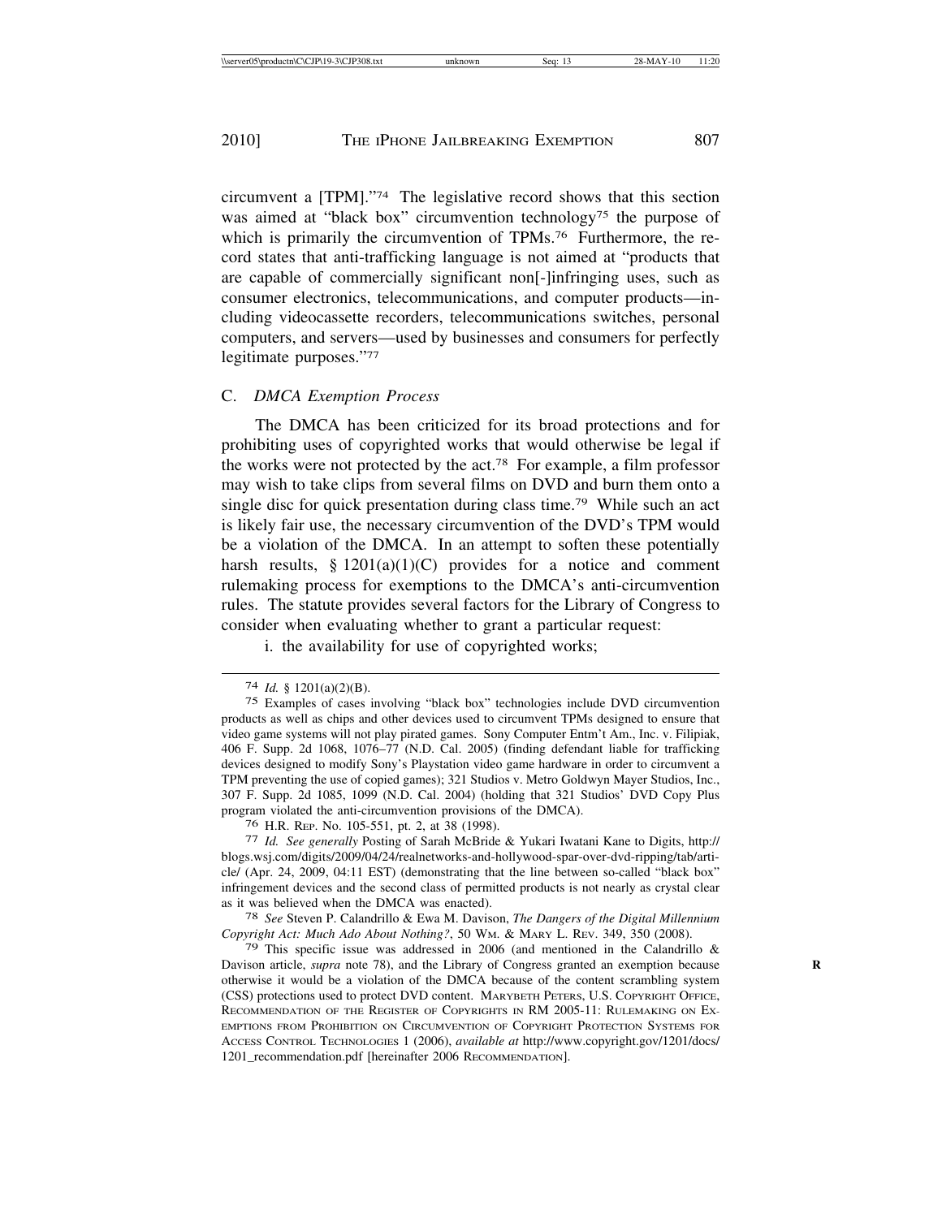circumvent a [TPM]."[74] The legislative record shows that this section was aimed at "black box" circumvention technology[75] the purpose of which is primarily the circumvention of TPMs.[76] Furthermore, the record states that anti-trafficking language is not aimed at "products that are capable of commercially significant non[-]infringing uses, such as consumer electronics, telecommunications, and computer products—including videocassette recorders, telecommunications switches, personal computers, and servers—used by businesses and consumers for perfectly legitimate purposes."[77]

### C. *DMCA Exemption Process*

The DMCA has been criticized for its broad protections and for prohibiting uses of copyrighted works that would otherwise be legal if the works were not protected by the act.[78] For example, a film professor may wish to take clips from several films on DVD and burn them onto a single disc for quick presentation during class time.[79] While such an act is likely fair use, the necessary circumvention of the DVD's TPM would be a violation of the DMCA. In an attempt to soften these potentially harsh results, § 1201(a)(1)(C) provides for a notice and comment rulemaking process for exemptions to the DMCA's anti-circumvention rules. The statute provides several factors for the Library of Congress to consider when evaluating whether to grant a particular request:

i. the availability for use of copyrighted works;

---

[74] *Id.* § 1201(a)(2)(B).

[75] Examples of cases involving "black box" technologies include DVD circumvention products as well as chips and other devices used to circumvent TPMs designed to ensure that video game systems will not play pirated games. Sony Computer Entm't Am., Inc. v. Filipiak, 406 F. Supp. 2d 1068, 1076–77 (N.D. Cal. 2005) (finding defendant liable for trafficking devices designed to modify Sony's Playstation video game hardware in order to circumvent a TPM preventing the use of copied games); 321 Studios v. Metro Goldwyn Mayer Studios, Inc., 307 F. Supp. 2d 1085, 1099 (N.D. Cal. 2004) (holding that 321 Studios' DVD Copy Plus program violated the anti-circumvention provisions of the DMCA).

[76] H.R. Rep. No. 105-551, pt. 2, at 38 (1998).

[77] *Id. See generally* Posting of Sarah McBride & Yukari Iwatani Kane to Digits, http://blogs.wsj.com/digits/2009/04/24/realnetworks-and-hollywood-spar-over-dvd-ripping/tab/article/ (Apr. 24, 2009, 04:11 EST) (demonstrating that the line between so-called "black box" infringement devices and the second class of permitted products is not nearly as crystal clear as it was believed when the DMCA was enacted).

[78] *See* Steven P. Calandrillo & Ewa M. Davison, *The Dangers of the Digital Millennium Copyright Act: Much Ado About Nothing?*, 50 Wm. & Mary L. Rev. 349, 350 (2008).

[79] This specific issue was addressed in 2006 (and mentioned in the Calandrillo & Davison article, *supra* note 78), and the Library of Congress granted an exemption because otherwise it would be a violation of the DMCA because of the content scrambling system (CSS) protections used to protect DVD content. Marybeth Peters, U.S. Copyright Office, Recommendation of the Register of Copyrights in RM 2005-11: Rulemaking on Exemptions from Prohibition on Circumvention of Copyright Protection Systems for Access Control Technologies 1 (2006), *available at* http://www.copyright.gov/1201/docs/1201_recommendation.pdf [hereinafter 2006 Recommendation].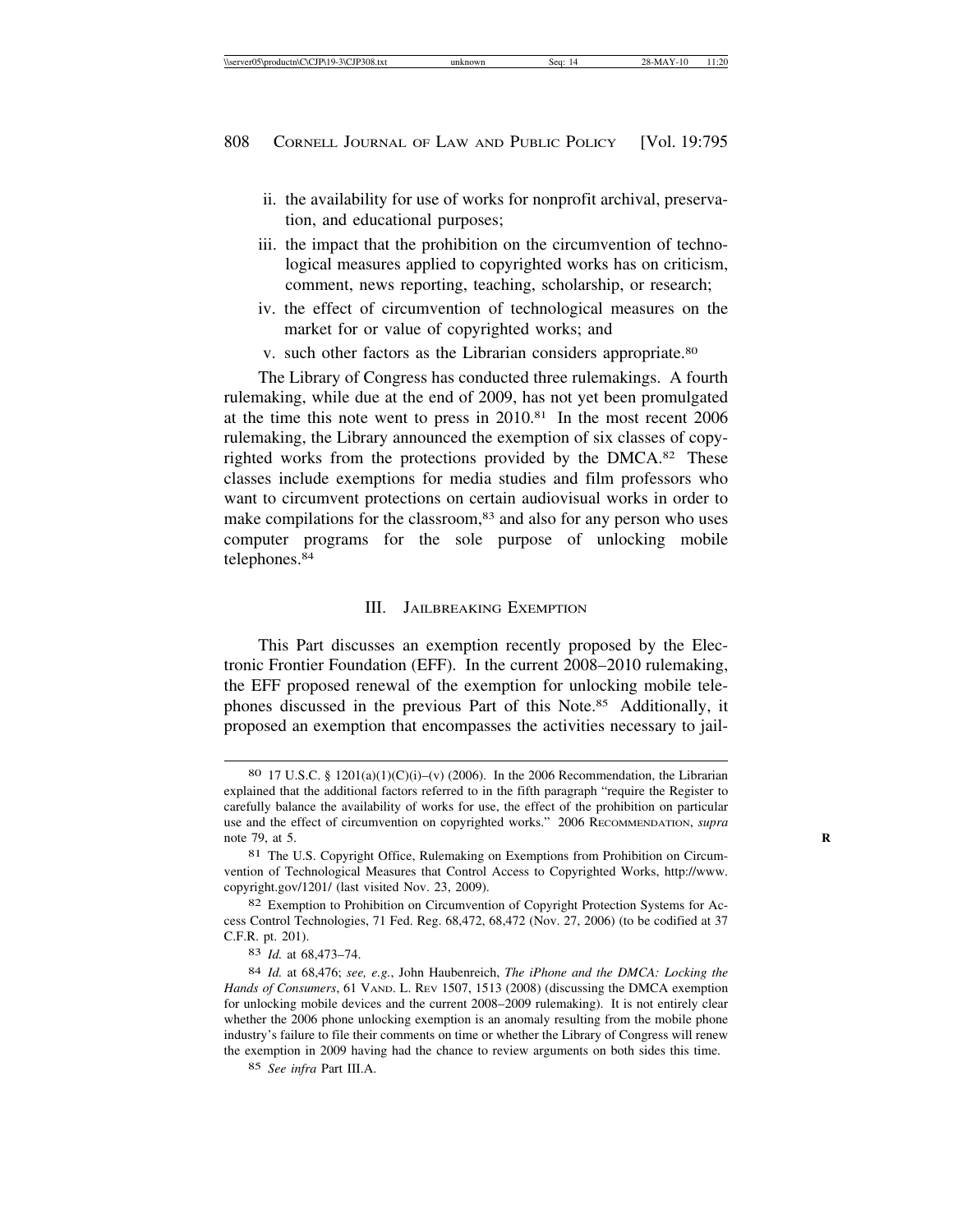ii. the availability for use of works for nonprofit archival, preservation, and educational purposes;

iii. the impact that the prohibition on the circumvention of technological measures applied to copyrighted works has on criticism, comment, news reporting, teaching, scholarship, or research;

iv. the effect of circumvention of technological measures on the market for or value of copyrighted works; and

v. such other factors as the Librarian considers appropriate.[80]

The Library of Congress has conducted three rulemakings. A fourth rulemaking, while due at the end of 2009, has not yet been promulgated at the time this note went to press in 2010.[81] In the most recent 2006 rulemaking, the Library announced the exemption of six classes of copyrighted works from the protections provided by the DMCA.[82] These classes include exemptions for media studies and film professors who want to circumvent protections on certain audiovisual works in order to make compilations for the classroom,[83] and also for any person who uses computer programs for the sole purpose of unlocking mobile telephones.[84]

## III. Jailbreaking Exemption

This Part discusses an exemption recently proposed by the Electronic Frontier Foundation (EFF). In the current 2008–2010 rulemaking, the EFF proposed renewal of the exemption for unlocking mobile telephones discussed in the previous Part of this Note.[85] Additionally, it proposed an exemption that encompasses the activities necessary to jail-

---

[80] 17 U.S.C. § 1201(a)(1)(C)(i)–(v) (2006). In the 2006 Recommendation, the Librarian explained that the additional factors referred to in the fifth paragraph "require the Register to carefully balance the availability of works for use, the effect of the prohibition on particular use and the effect of circumvention on copyrighted works." 2006 Recommendation, *supra* note 79, at 5.

[81] The U.S. Copyright Office, Rulemaking on Exemptions from Prohibition on Circumvention of Technological Measures that Control Access to Copyrighted Works, http://www.copyright.gov/1201/ (last visited Nov. 23, 2009).

[82] Exemption to Prohibition on Circumvention of Copyright Protection Systems for Access Control Technologies, 71 Fed. Reg. 68,472, 68,472 (Nov. 27, 2006) (to be codified at 37 C.F.R. pt. 201).

[83] *Id.* at 68,473–74.

[84] *Id.* at 68,476; *see, e.g.*, John Haubenreich, *The iPhone and the DMCA: Locking the Hands of Consumers*, 61 Vand. L. Rev 1507, 1513 (2008) (discussing the DMCA exemption for unlocking mobile devices and the current 2008–2009 rulemaking). It is not entirely clear whether the 2006 phone unlocking exemption is an anomaly resulting from the mobile phone industry's failure to file their comments on time or whether the Library of Congress will renew the exemption in 2009 having had the chance to review arguments on both sides this time.

[85] *See infra* Part III.A.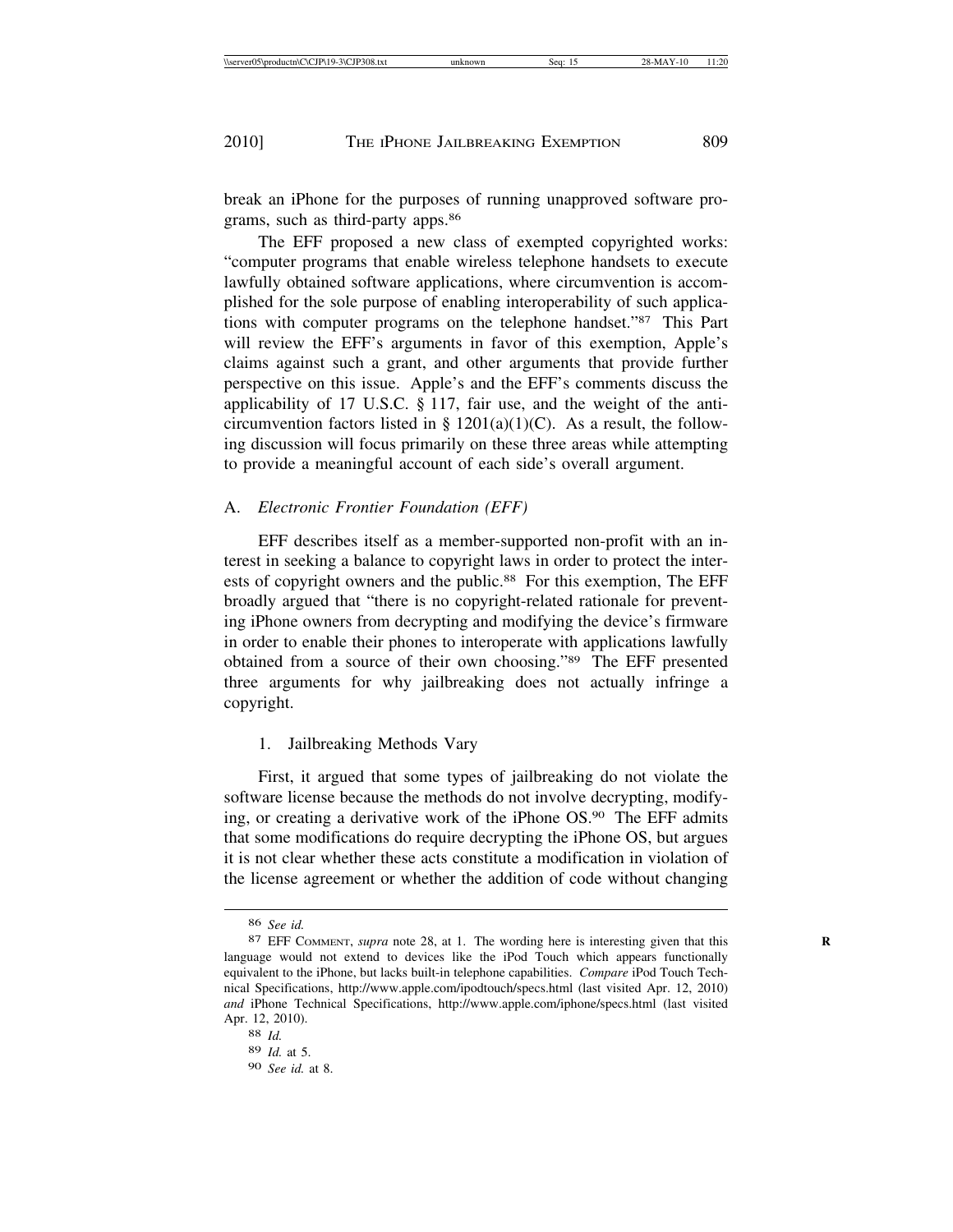break an iPhone for the purposes of running unapproved software programs, such as third-party apps.[86]

The EFF proposed a new class of exempted copyrighted works: "computer programs that enable wireless telephone handsets to execute lawfully obtained software applications, where circumvention is accomplished for the sole purpose of enabling interoperability of such applications with computer programs on the telephone handset."[87] This Part will review the EFF's arguments in favor of this exemption, Apple's claims against such a grant, and other arguments that provide further perspective on this issue. Apple's and the EFF's comments discuss the applicability of 17 U.S.C. § 117, fair use, and the weight of the anti-circumvention factors listed in § 1201(a)(1)(C). As a result, the following discussion will focus primarily on these three areas while attempting to provide a meaningful account of each side's overall argument.

## A. *Electronic Frontier Foundation (EFF)*

EFF describes itself as a member-supported non-profit with an interest in seeking a balance to copyright laws in order to protect the interests of copyright owners and the public.[88] For this exemption, The EFF broadly argued that "there is no copyright-related rationale for preventing iPhone owners from decrypting and modifying the device's firmware in order to enable their phones to interoperate with applications lawfully obtained from a source of their own choosing."[89] The EFF presented three arguments for why jailbreaking does not actually infringe a copyright.

### 1. Jailbreaking Methods Vary

First, it argued that some types of jailbreaking do not violate the software license because the methods do not involve decrypting, modifying, or creating a derivative work of the iPhone OS.[90] The EFF admits that some modifications do require decrypting the iPhone OS, but argues it is not clear whether these acts constitute a modification in violation of the license agreement or whether the addition of code without changing

---

[86] *See id.*

[87] EFF COMMENT, *supra* note 28, at 1. The wording here is interesting given that this language would not extend to devices like the iPod Touch which appears functionally equivalent to the iPhone, but lacks built-in telephone capabilities. *Compare* iPod Touch Technical Specifications, http://www.apple.com/ipodtouch/specs.html (last visited Apr. 12, 2010) *and* iPhone Technical Specifications, http://www.apple.com/iphone/specs.html (last visited Apr. 12, 2010).

[88] *Id.*

[89] *Id.* at 5.

[90] *See id.* at 8.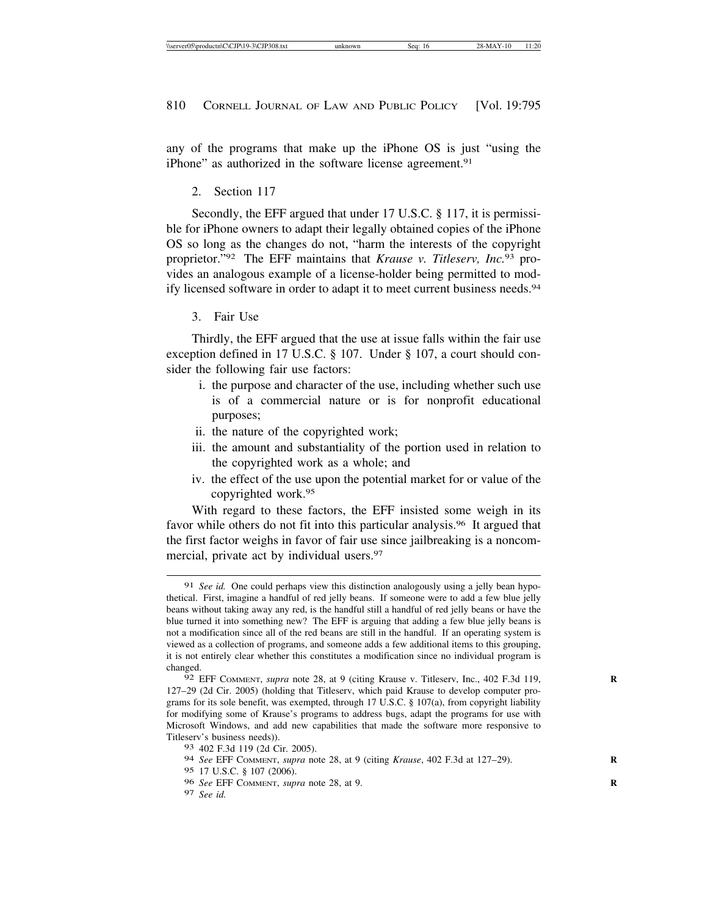any of the programs that make up the iPhone OS is just "using the iPhone" as authorized in the software license agreement.[91]

### 2. Section 117

Secondly, the EFF argued that under 17 U.S.C. § 117, it is permissible for iPhone owners to adapt their legally obtained copies of the iPhone OS so long as the changes do not, "harm the interests of the copyright proprietor."[92] The EFF maintains that *Krause v. Titleserv, Inc.*[93] provides an analogous example of a license-holder being permitted to modify licensed software in order to adapt it to meet current business needs.[94]

### 3. Fair Use

Thirdly, the EFF argued that the use at issue falls within the fair use exception defined in 17 U.S.C. § 107. Under § 107, a court should consider the following fair use factors:

i. the purpose and character of the use, including whether such use is of a commercial nature or is for nonprofit educational purposes;
ii. the nature of the copyrighted work;
iii. the amount and substantiality of the portion used in relation to the copyrighted work as a whole; and
iv. the effect of the use upon the potential market for or value of the copyrighted work.[95]

With regard to these factors, the EFF insisted some weigh in its favor while others do not fit into this particular analysis.[96] It argued that the first factor weighs in favor of fair use since jailbreaking is a noncommercial, private act by individual users.[97]

---

[91] *See id.* One could perhaps view this distinction analogously using a jelly bean hypothetical. First, imagine a handful of red jelly beans. If someone were to add a few blue jelly beans without taking away any red, is the handful still a handful of red jelly beans or have the blue turned it into something new? The EFF is arguing that adding a few blue jelly beans is not a modification since all of the red beans are still in the handful. If an operating system is viewed as a collection of programs, and someone adds a few additional items to this grouping, it is not entirely clear whether this constitutes a modification since no individual program is changed.

[92] EFF COMMENT, *supra* note 28, at 9 (citing Krause v. Titleserv, Inc., 402 F.3d 119, 127–29 (2d Cir. 2005) (holding that Titleserv, which paid Krause to develop computer programs for its sole benefit, was exempted, through 17 U.S.C. § 107(a), from copyright liability for modifying some of Krause's programs to address bugs, adapt the programs for use with Microsoft Windows, and add new capabilities that made the software more responsive to Titleserv's business needs)).

[93] 402 F.3d 119 (2d Cir. 2005).

[94] *See* EFF COMMENT, *supra* note 28, at 9 (citing *Krause*, 402 F.3d at 127–29).

[95] 17 U.S.C. § 107 (2006).

[96] *See* EFF COMMENT, *supra* note 28, at 9.

[97] *See id.*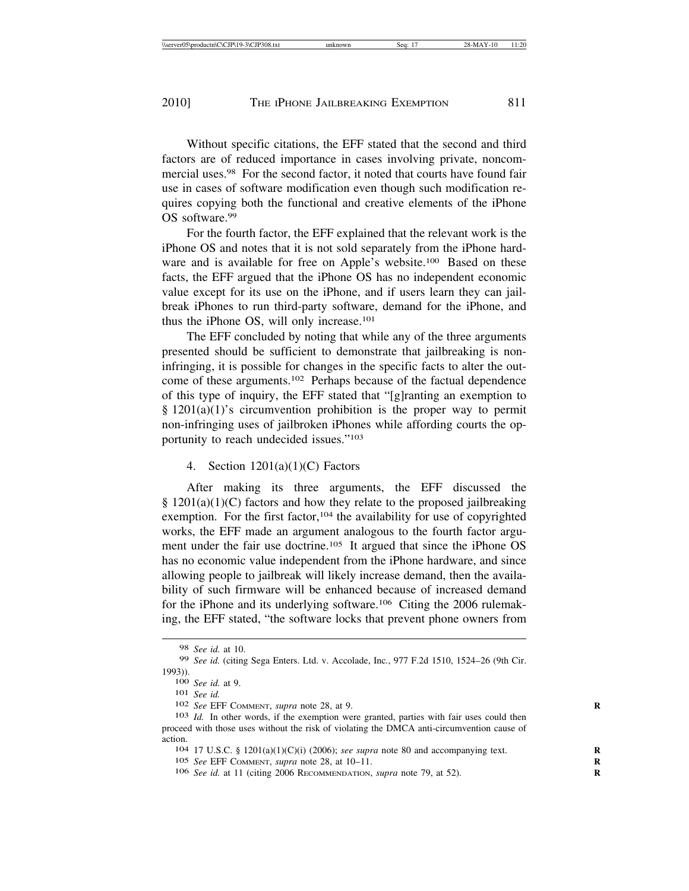Without specific citations, the EFF stated that the second and third factors are of reduced importance in cases involving private, noncommercial uses.[98] For the second factor, it noted that courts have found fair use in cases of software modification even though such modification requires copying both the functional and creative elements of the iPhone OS software.[99]

For the fourth factor, the EFF explained that the relevant work is the iPhone OS and notes that it is not sold separately from the iPhone hardware and is available for free on Apple's website.[100] Based on these facts, the EFF argued that the iPhone OS has no independent economic value except for its use on the iPhone, and if users learn they can jailbreak iPhones to run third-party software, demand for the iPhone, and thus the iPhone OS, will only increase.[101]

The EFF concluded by noting that while any of the three arguments presented should be sufficient to demonstrate that jailbreaking is non-infringing, it is possible for changes in the specific facts to alter the outcome of these arguments.[102] Perhaps because of the factual dependence of this type of inquiry, the EFF stated that "[g]ranting an exemption to § 1201(a)(1)'s circumvention prohibition is the proper way to permit non-infringing uses of jailbroken iPhones while affording courts the opportunity to reach undecided issues."[103]

#### 4. Section 1201(a)(1)(C) Factors

After making its three arguments, the EFF discussed the § 1201(a)(1)(C) factors and how they relate to the proposed jailbreaking exemption. For the first factor,[104] the availability for use of copyrighted works, the EFF made an argument analogous to the fourth factor argument under the fair use doctrine.[105] It argued that since the iPhone OS has no economic value independent from the iPhone hardware, and since allowing people to jailbreak will likely increase demand, then the availability of such firmware will be enhanced because of increased demand for the iPhone and its underlying software.[106] Citing the 2006 rulemaking, the EFF stated, "the software locks that prevent phone owners from

---

98 *See id.* at 10.

99 *See id.* (citing Sega Enters. Ltd. v. Accolade, Inc., 977 F.2d 1510, 1524–26 (9th Cir. 1993)).

100 *See id.* at 9.

101 *See id.*

102 *See* EFF COMMENT, *supra* note 28, at 9.

103 *Id.* In other words, if the exemption were granted, parties with fair uses could then proceed with those uses without the risk of violating the DMCA anti-circumvention cause of action.

104 17 U.S.C. § 1201(a)(1)(C)(i) (2006); *see supra* note 80 and accompanying text.

105 *See* EFF COMMENT, *supra* note 28, at 10–11.

106 *See id.* at 11 (citing 2006 RECOMMENDATION, *supra* note 79, at 52).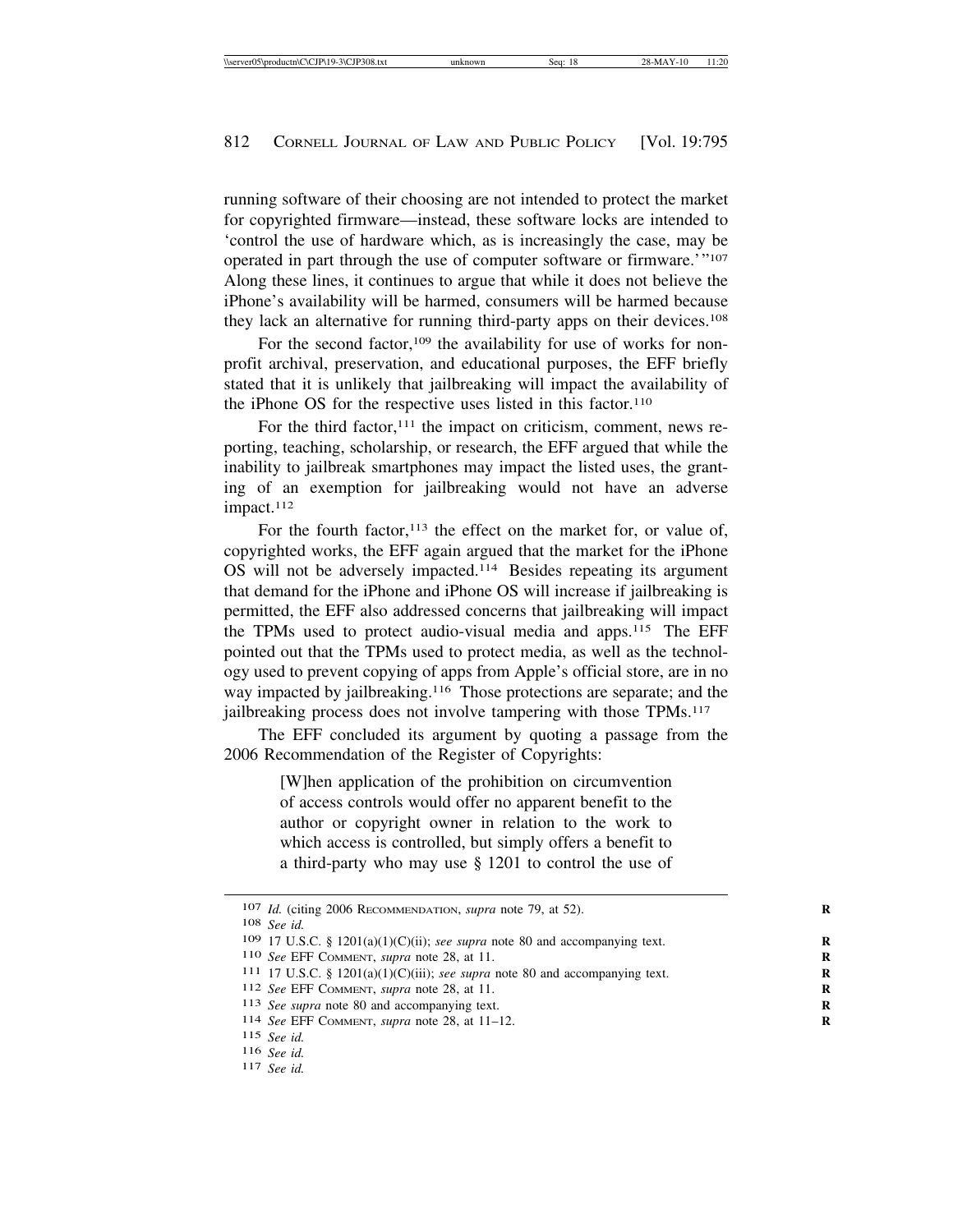running software of their choosing are not intended to protect the market for copyrighted firmware—instead, these software locks are intended to 'control the use of hardware which, as is increasingly the case, may be operated in part through the use of computer software or firmware.'"[107] Along these lines, it continues to argue that while it does not believe the iPhone's availability will be harmed, consumers will be harmed because they lack an alternative for running third-party apps on their devices.[108]

For the second factor,[109] the availability for use of works for nonprofit archival, preservation, and educational purposes, the EFF briefly stated that it is unlikely that jailbreaking will impact the availability of the iPhone OS for the respective uses listed in this factor.[110]

For the third factor,[111] the impact on criticism, comment, news reporting, teaching, scholarship, or research, the EFF argued that while the inability to jailbreak smartphones may impact the listed uses, the granting of an exemption for jailbreaking would not have an adverse impact.[112]

For the fourth factor,[113] the effect on the market for, or value of, copyrighted works, the EFF again argued that the market for the iPhone OS will not be adversely impacted.[114] Besides repeating its argument that demand for the iPhone and iPhone OS will increase if jailbreaking is permitted, the EFF also addressed concerns that jailbreaking will impact the TPMs used to protect audio-visual media and apps.[115] The EFF pointed out that the TPMs used to protect media, as well as the technology used to prevent copying of apps from Apple's official store, are in no way impacted by jailbreaking.[116] Those protections are separate; and the jailbreaking process does not involve tampering with those TPMs.[117]

The EFF concluded its argument by quoting a passage from the 2006 Recommendation of the Register of Copyrights:

> [W]hen application of the prohibition on circumvention of access controls would offer no apparent benefit to the author or copyright owner in relation to the work to which access is controlled, but simply offers a benefit to a third-party who may use § 1201 to control the use of

---

[107] *Id.* (citing 2006 RECOMMENDATION, *supra* note 79, at 52).

[108] *See id.*

[109] 17 U.S.C. § 1201(a)(1)(C)(ii); *see supra* note 80 and accompanying text.

[110] *See* EFF COMMENT, *supra* note 28, at 11.

[111] 17 U.S.C. § 1201(a)(1)(C)(iii); *see supra* note 80 and accompanying text.

[112] *See* EFF COMMENT, *supra* note 28, at 11.

[113] *See supra* note 80 and accompanying text.

[114] *See* EFF COMMENT, *supra* note 28, at 11–12.

[115] *See id.*

[116] *See id.*

[117] *See id.*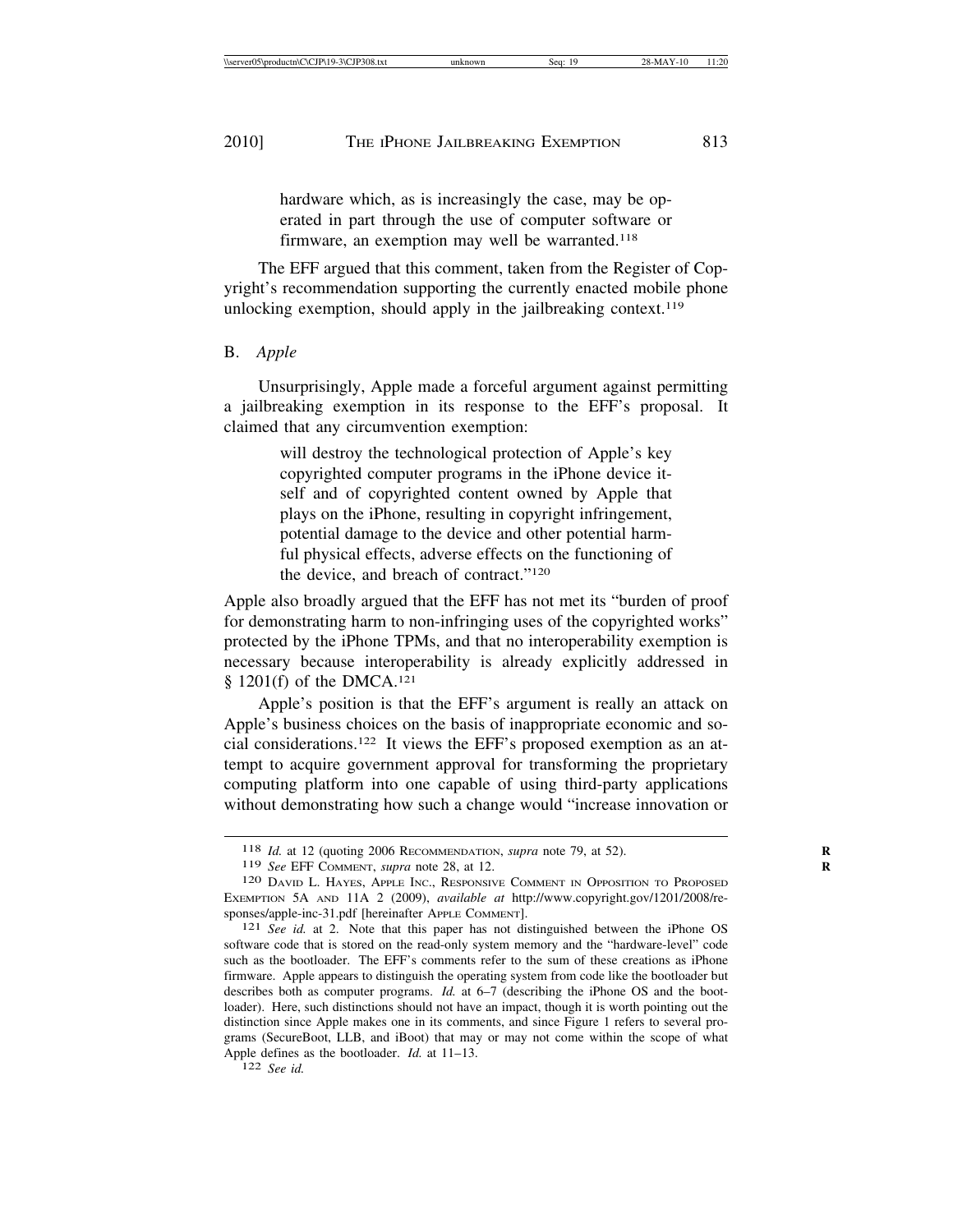hardware which, as is increasingly the case, may be operated in part through the use of computer software or firmware, an exemption may well be warranted.[118]

The EFF argued that this comment, taken from the Register of Copyright's recommendation supporting the currently enacted mobile phone unlocking exemption, should apply in the jailbreaking context.[119]

### B. *Apple*

Unsurprisingly, Apple made a forceful argument against permitting a jailbreaking exemption in its response to the EFF's proposal. It claimed that any circumvention exemption:

> will destroy the technological protection of Apple's key copyrighted computer programs in the iPhone device itself and of copyrighted content owned by Apple that plays on the iPhone, resulting in copyright infringement, potential damage to the device and other potential harmful physical effects, adverse effects on the functioning of the device, and breach of contract."[120]

Apple also broadly argued that the EFF has not met its "burden of proof for demonstrating harm to non-infringing uses of the copyrighted works" protected by the iPhone TPMs, and that no interoperability exemption is necessary because interoperability is already explicitly addressed in § 1201(f) of the DMCA.[121]

Apple's position is that the EFF's argument is really an attack on Apple's business choices on the basis of inappropriate economic and social considerations.[122] It views the EFF's proposed exemption as an attempt to acquire government approval for transforming the proprietary computing platform into one capable of using third-party applications without demonstrating how such a change would "increase innovation or

---

118 *Id.* at 12 (quoting 2006 RECOMMENDATION, *supra* note 79, at 52).

119 *See* EFF COMMENT, *supra* note 28, at 12.

120 DAVID L. HAYES, APPLE INC., RESPONSIVE COMMENT IN OPPOSITION TO PROPOSED EXEMPTION 5A AND 11A 2 (2009), *available at* http://www.copyright.gov/1201/2008/responses/apple-inc-31.pdf [hereinafter APPLE COMMENT].

121 *See id.* at 2. Note that this paper has not distinguished between the iPhone OS software code that is stored on the read-only system memory and the "hardware-level" code such as the bootloader. The EFF's comments refer to the sum of these creations as iPhone firmware. Apple appears to distinguish the operating system from code like the bootloader but describes both as computer programs. *Id.* at 6–7 (describing the iPhone OS and the bootloader). Here, such distinctions should not have an impact, though it is worth pointing out the distinction since Apple makes one in its comments, and since Figure 1 refers to several programs (SecureBoot, LLB, and iBoot) that may or may not come within the scope of what Apple defines as the bootloader. *Id.* at 11–13.

122 *See id.*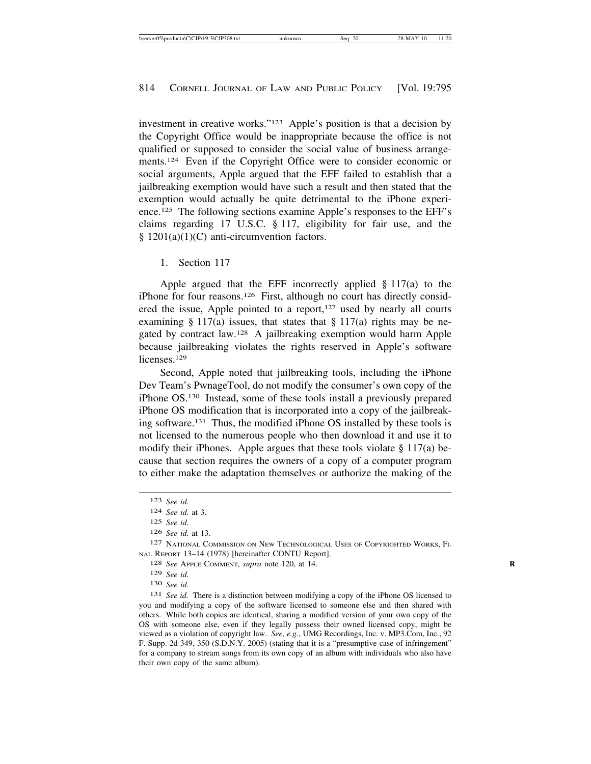investment in creative works."[123] Apple's position is that a decision by the Copyright Office would be inappropriate because the office is not qualified or supposed to consider the social value of business arrangements.[124] Even if the Copyright Office were to consider economic or social arguments, Apple argued that the EFF failed to establish that a jailbreaking exemption would have such a result and then stated that the exemption would actually be quite detrimental to the iPhone experience.[125] The following sections examine Apple's responses to the EFF's claims regarding 17 U.S.C. § 117, eligibility for fair use, and the § 1201(a)(1)(C) anti-circumvention factors.

1. Section 117

Apple argued that the EFF incorrectly applied § 117(a) to the iPhone for four reasons.[126] First, although no court has directly considered the issue, Apple pointed to a report,[127] used by nearly all courts examining § 117(a) issues, that states that § 117(a) rights may be negated by contract law.[128] A jailbreaking exemption would harm Apple because jailbreaking violates the rights reserved in Apple's software licenses.[129]

Second, Apple noted that jailbreaking tools, including the iPhone Dev Team's PwnageTool, do not modify the consumer's own copy of the iPhone OS.[130] Instead, some of these tools install a previously prepared iPhone OS modification that is incorporated into a copy of the jailbreaking software.[131] Thus, the modified iPhone OS installed by these tools is not licensed to the numerous people who then download it and use it to modify their iPhones. Apple argues that these tools violate § 117(a) because that section requires the owners of a copy of a computer program to either make the adaptation themselves or authorize the making of the

---

[123] *See id.*

[124] *See id.* at 3.

[125] *See id.*

[126] *See id.* at 13.

[127] National Commission on New Technological Uses of Copyrighted Works, Final Report 13–14 (1978) [hereinafter CONTU Report].

[128] *See* Apple Comment, *supra* note 120, at 14.

[129] *See id.*

[130] *See id.*

[131] *See id.* There is a distinction between modifying a copy of the iPhone OS licensed to you and modifying a copy of the software licensed to someone else and then shared with others. While both copies are identical, sharing a modified version of your own copy of the OS with someone else, even if they legally possess their owned licensed copy, might be viewed as a violation of copyright law. *See, e.g.*, UMG Recordings, Inc. v. MP3.Com, Inc., 92 F. Supp. 2d 349, 350 (S.D.N.Y. 2005) (stating that it is a "presumptive case of infringement" for a company to stream songs from its own copy of an album with individuals who also have their own copy of the same album).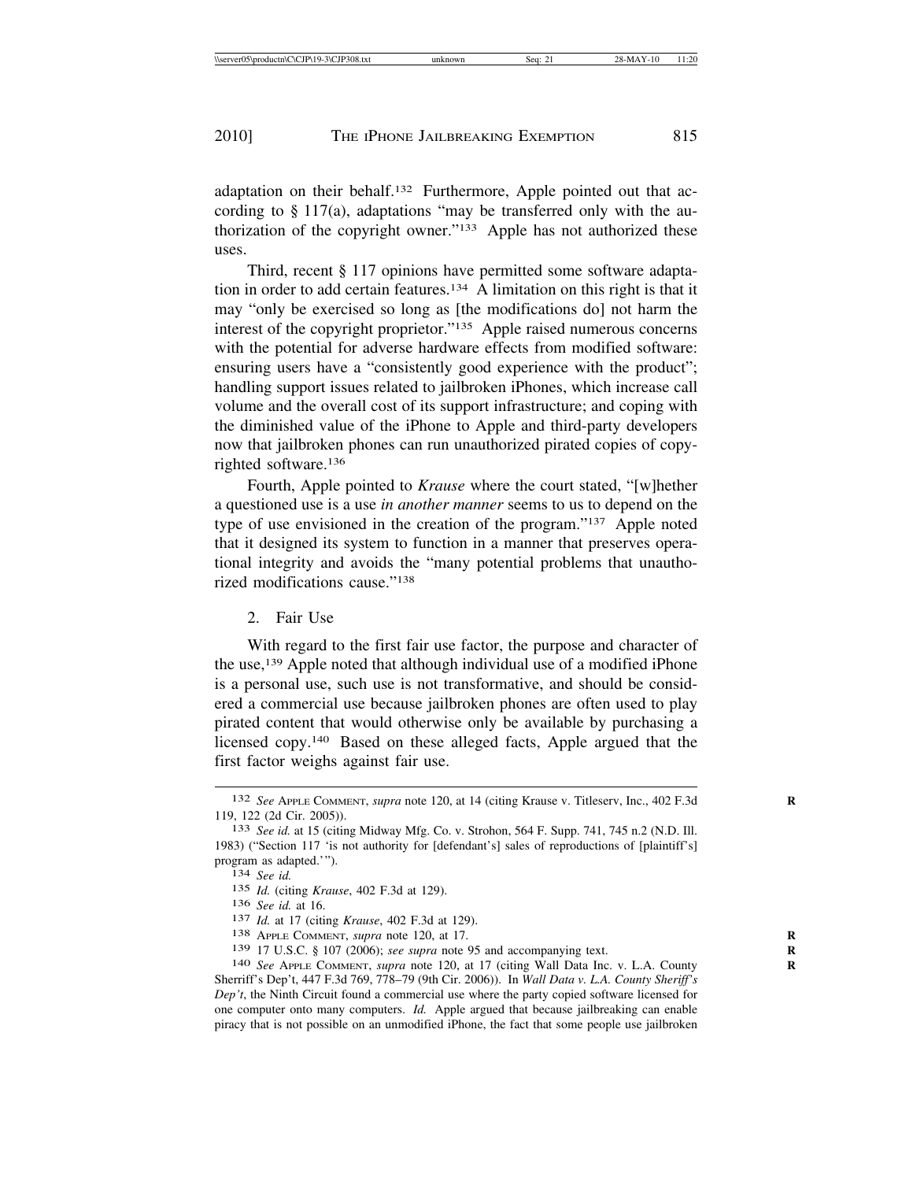adaptation on their behalf.[132] Furthermore, Apple pointed out that according to § 117(a), adaptations "may be transferred only with the authorization of the copyright owner."[133] Apple has not authorized these uses.

Third, recent § 117 opinions have permitted some software adaptation in order to add certain features.[134] A limitation on this right is that it may "only be exercised so long as [the modifications do] not harm the interest of the copyright proprietor."[135] Apple raised numerous concerns with the potential for adverse hardware effects from modified software: ensuring users have a "consistently good experience with the product"; handling support issues related to jailbroken iPhones, which increase call volume and the overall cost of its support infrastructure; and coping with the diminished value of the iPhone to Apple and third-party developers now that jailbroken phones can run unauthorized pirated copies of copyrighted software.[136]

Fourth, Apple pointed to *Krause* where the court stated, "[w]hether a questioned use is a use *in another manner* seems to us to depend on the type of use envisioned in the creation of the program."[137] Apple noted that it designed its system to function in a manner that preserves operational integrity and avoids the "many potential problems that unauthorized modifications cause."[138]

2. Fair Use

With regard to the first fair use factor, the purpose and character of the use,[139] Apple noted that although individual use of a modified iPhone is a personal use, such use is not transformative, and should be considered a commercial use because jailbroken phones are often used to play pirated content that would otherwise only be available by purchasing a licensed copy.[140] Based on these alleged facts, Apple argued that the first factor weighs against fair use.

---

132 *See* APPLE COMMENT, *supra* note 120, at 14 (citing Krause v. Titleserv, Inc., 402 F.3d 119, 122 (2d Cir. 2005)).

133 *See id.* at 15 (citing Midway Mfg. Co. v. Strohon, 564 F. Supp. 741, 745 n.2 (N.D. Ill. 1983) ("Section 117 'is not authority for [defendant's] sales of reproductions of [plaintiff's] program as adapted.'").

134 *See id.*

135 *Id.* (citing *Krause*, 402 F.3d at 129).

136 *See id.* at 16.

137 *Id.* at 17 (citing *Krause*, 402 F.3d at 129).

138 APPLE COMMENT, *supra* note 120, at 17.

139 17 U.S.C. § 107 (2006); *see supra* note 95 and accompanying text.

140 *See* APPLE COMMENT, *supra* note 120, at 17 (citing Wall Data Inc. v. L.A. County Sherriff's Dep't, 447 F.3d 769, 778–79 (9th Cir. 2006)). In *Wall Data v. L.A. County Sheriff's Dep't*, the Ninth Circuit found a commercial use where the party copied software licensed for one computer onto many computers. *Id.* Apple argued that because jailbreaking can enable piracy that is not possible on an unmodified iPhone, the fact that some people use jailbroken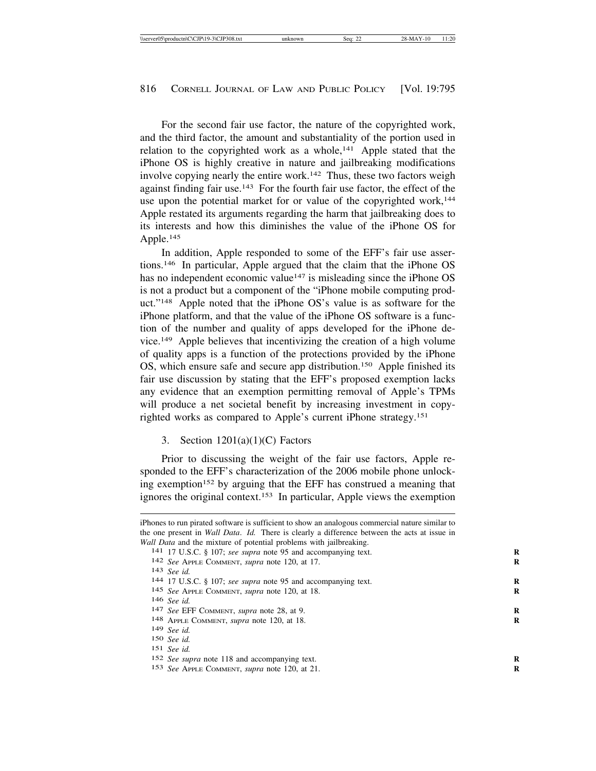For the second fair use factor, the nature of the copyrighted work, and the third factor, the amount and substantiality of the portion used in relation to the copyrighted work as a whole,[141] Apple stated that the iPhone OS is highly creative in nature and jailbreaking modifications involve copying nearly the entire work.[142] Thus, these two factors weigh against finding fair use.[143] For the fourth fair use factor, the effect of the use upon the potential market for or value of the copyrighted work,[144] Apple restated its arguments regarding the harm that jailbreaking does to its interests and how this diminishes the value of the iPhone OS for Apple.[145]

In addition, Apple responded to some of the EFF's fair use assertions.[146] In particular, Apple argued that the claim that the iPhone OS has no independent economic value[147] is misleading since the iPhone OS is not a product but a component of the "iPhone mobile computing product."[148] Apple noted that the iPhone OS's value is as software for the iPhone platform, and that the value of the iPhone OS software is a function of the number and quality of apps developed for the iPhone device.[149] Apple believes that incentivizing the creation of a high volume of quality apps is a function of the protections provided by the iPhone OS, which ensure safe and secure app distribution.[150] Apple finished its fair use discussion by stating that the EFF's proposed exemption lacks any evidence that an exemption permitting removal of Apple's TPMs will produce a net societal benefit by increasing investment in copyrighted works as compared to Apple's current iPhone strategy.[151]

3. Section 1201(a)(1)(C) Factors

Prior to discussing the weight of the fair use factors, Apple responded to the EFF's characterization of the 2006 mobile phone unlocking exemption[152] by arguing that the EFF has construed a meaning that ignores the original context.[153] In particular, Apple views the exemption

---

iPhones to run pirated software is sufficient to show an analogous commercial nature similar to the one present in *Wall Data*. *Id.* There is clearly a difference between the acts at issue in *Wall Data* and the mixture of potential problems with jailbreaking.

141 17 U.S.C. § 107; *see supra* note 95 and accompanying text.

142 *See* Apple Comment, *supra* note 120, at 17.

143 *See id.*

144 17 U.S.C. § 107; *see supra* note 95 and accompanying text.

145 *See* Apple Comment, *supra* note 120, at 18.

146 *See id.*

147 *See* EFF Comment, *supra* note 28, at 9.

148 Apple Comment, *supra* note 120, at 18.

149 *See id.*

150 *See id.*

151 *See id.*

152 *See supra* note 118 and accompanying text.

153 *See* Apple Comment, *supra* note 120, at 21.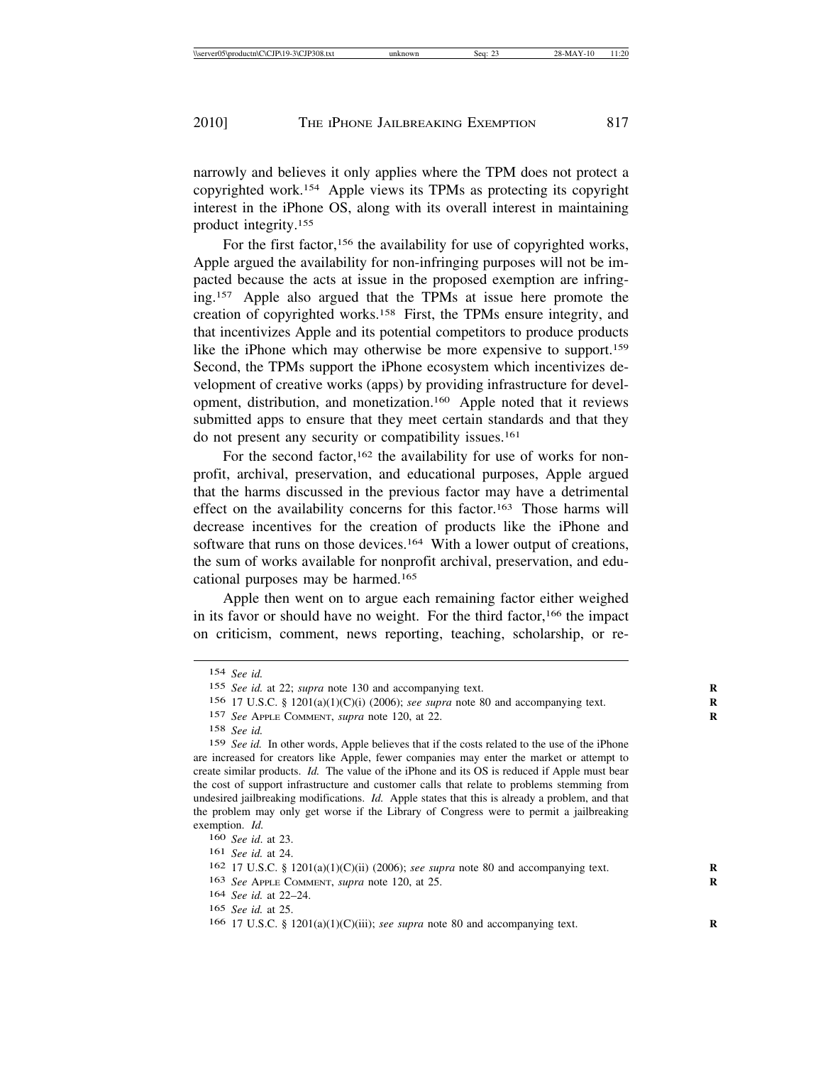narrowly and believes it only applies where the TPM does not protect a copyrighted work.[154] Apple views its TPMs as protecting its copyright interest in the iPhone OS, along with its overall interest in maintaining product integrity.[155]

For the first factor,[156] the availability for use of copyrighted works, Apple argued the availability for non-infringing purposes will not be impacted because the acts at issue in the proposed exemption are infringing.[157] Apple also argued that the TPMs at issue here promote the creation of copyrighted works.[158] First, the TPMs ensure integrity, and that incentivizes Apple and its potential competitors to produce products like the iPhone which may otherwise be more expensive to support.[159] Second, the TPMs support the iPhone ecosystem which incentivizes development of creative works (apps) by providing infrastructure for development, distribution, and monetization.[160] Apple noted that it reviews submitted apps to ensure that they meet certain standards and that they do not present any security or compatibility issues.[161]

For the second factor,[162] the availability for use of works for nonprofit, archival, preservation, and educational purposes, Apple argued that the harms discussed in the previous factor may have a detrimental effect on the availability concerns for this factor.[163] Those harms will decrease incentives for the creation of products like the iPhone and software that runs on those devices.[164] With a lower output of creations, the sum of works available for nonprofit archival, preservation, and educational purposes may be harmed.[165]

Apple then went on to argue each remaining factor either weighed in its favor or should have no weight. For the third factor,[166] the impact on criticism, comment, news reporting, teaching, scholarship, or re-

---

[154] *See id.*

[155] *See id.* at 22; *supra* note 130 and accompanying text.

[156] 17 U.S.C. § 1201(a)(1)(C)(i) (2006); *see supra* note 80 and accompanying text.

[157] *See* APPLE COMMENT, *supra* note 120, at 22.

[158] *See id.*

[159] *See id.* In other words, Apple believes that if the costs related to the use of the iPhone are increased for creators like Apple, fewer companies may enter the market or attempt to create similar products. *Id.* The value of the iPhone and its OS is reduced if Apple must bear the cost of support infrastructure and customer calls that relate to problems stemming from undesired jailbreaking modifications. *Id.* Apple states that this is already a problem, and that the problem may only get worse if the Library of Congress were to permit a jailbreaking exemption. *Id.*

[160] *See id.* at 23.

[161] *See id.* at 24.

[162] 17 U.S.C. § 1201(a)(1)(C)(ii) (2006); *see supra* note 80 and accompanying text.

[163] *See* APPLE COMMENT, *supra* note 120, at 25.

[164] *See id.* at 22–24.

[165] *See id.* at 25.

[166] 17 U.S.C. § 1201(a)(1)(C)(iii); *see supra* note 80 and accompanying text.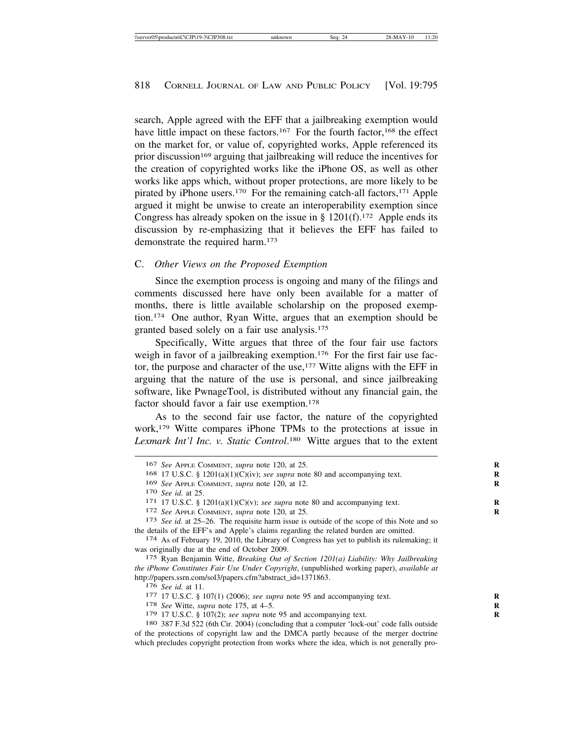search, Apple agreed with the EFF that a jailbreaking exemption would have little impact on these factors.[167] For the fourth factor,[168] the effect on the market for, or value of, copyrighted works, Apple referenced its prior discussion[169] arguing that jailbreaking will reduce the incentives for the creation of copyrighted works like the iPhone OS, as well as other works like apps which, without proper protections, are more likely to be pirated by iPhone users.[170] For the remaining catch-all factors,[171] Apple argued it might be unwise to create an interoperability exemption since Congress has already spoken on the issue in § 1201(f).[172] Apple ends its discussion by re-emphasizing that it believes the EFF has failed to demonstrate the required harm.[173]

### C. *Other Views on the Proposed Exemption*

Since the exemption process is ongoing and many of the filings and comments discussed here have only been available for a matter of months, there is little available scholarship on the proposed exemption.[174] One author, Ryan Witte, argues that an exemption should be granted based solely on a fair use analysis.[175]

Specifically, Witte argues that three of the four fair use factors weigh in favor of a jailbreaking exemption.[176] For the first fair use factor, the purpose and character of the use,[177] Witte aligns with the EFF in arguing that the nature of the use is personal, and since jailbreaking software, like PwnageTool, is distributed without any financial gain, the factor should favor a fair use exemption.[178]

As to the second fair use factor, the nature of the copyrighted work,[179] Witte compares iPhone TPMs to the protections at issue in *Lexmark Int'l Inc. v. Static Control*.[180] Witte argues that to the extent

---

[167] *See* APPLE COMMENT, *supra* note 120, at 25.

[168] 17 U.S.C. § 1201(a)(1)(C)(iv); *see supra* note 80 and accompanying text.

[169] *See* APPLE COMMENT, *supra* note 120, at 12.

[170] *See id.* at 25.

[171] 17 U.S.C. § 1201(a)(1)(C)(v); *see supra* note 80 and accompanying text.

[172] *See* APPLE COMMENT, *supra* note 120, at 25.

[173] *See id.* at 25–26. The requisite harm issue is outside of the scope of this Note and so the details of the EFF's and Apple's claims regarding the related burden are omitted.

[174] As of February 19, 2010, the Library of Congress has yet to publish its rulemaking; it was originally due at the end of October 2009.

[175] Ryan Benjamin Witte, *Breaking Out of Section 1201(a) Liability: Why Jailbreaking the iPhone Constitutes Fair Use Under Copyright*, (unpublished working paper), *available at* http://papers.ssrn.com/sol3/papers.cfm?abstract_id=1371863.

[176] *See id.* at 11.

[177] 17 U.S.C. § 107(1) (2006); *see supra* note 95 and accompanying text.

[178] *See* Witte, *supra* note 175, at 4–5.

[179] 17 U.S.C. § 107(2); *see supra* note 95 and accompanying text.

[180] 387 F.3d 522 (6th Cir. 2004) (concluding that a computer 'lock-out' code falls outside of the protections of copyright law and the DMCA partly because of the merger doctrine which precludes copyright protection from works where the idea, which is not generally pro-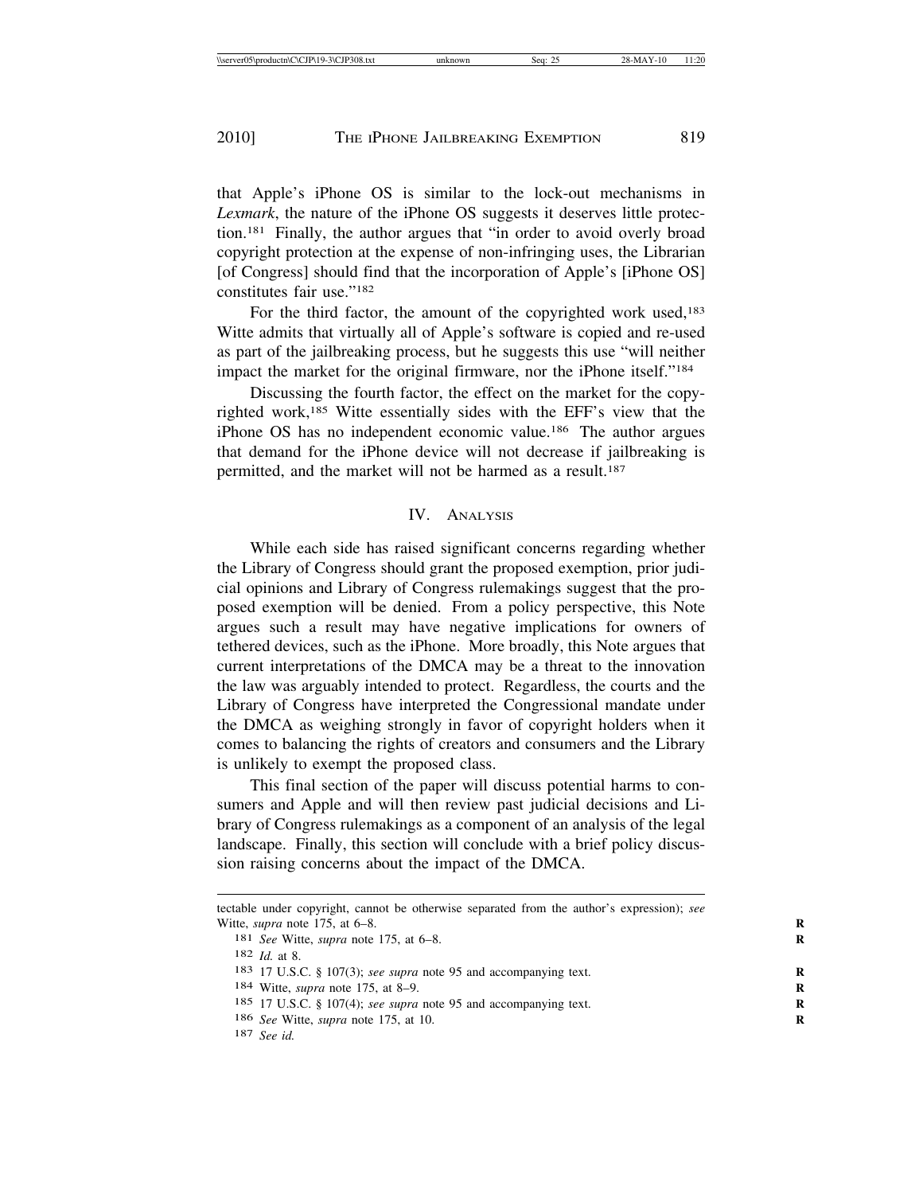that Apple's iPhone OS is similar to the lock-out mechanisms in *Lexmark*, the nature of the iPhone OS suggests it deserves little protection.[181] Finally, the author argues that "in order to avoid overly broad copyright protection at the expense of non-infringing uses, the Librarian [of Congress] should find that the incorporation of Apple's [iPhone OS] constitutes fair use."[182]

For the third factor, the amount of the copyrighted work used,[183] Witte admits that virtually all of Apple's software is copied and re-used as part of the jailbreaking process, but he suggests this use "will neither impact the market for the original firmware, nor the iPhone itself."[184]

Discussing the fourth factor, the effect on the market for the copyrighted work,[185] Witte essentially sides with the EFF's view that the iPhone OS has no independent economic value.[186] The author argues that demand for the iPhone device will not decrease if jailbreaking is permitted, and the market will not be harmed as a result.[187]

## IV. Analysis

While each side has raised significant concerns regarding whether the Library of Congress should grant the proposed exemption, prior judicial opinions and Library of Congress rulemakings suggest that the proposed exemption will be denied. From a policy perspective, this Note argues such a result may have negative implications for owners of tethered devices, such as the iPhone. More broadly, this Note argues that current interpretations of the DMCA may be a threat to the innovation the law was arguably intended to protect. Regardless, the courts and the Library of Congress have interpreted the Congressional mandate under the DMCA as weighing strongly in favor of copyright holders when it comes to balancing the rights of creators and consumers and the Library is unlikely to exempt the proposed class.

This final section of the paper will discuss potential harms to consumers and Apple and will then review past judicial decisions and Library of Congress rulemakings as a component of an analysis of the legal landscape. Finally, this section will conclude with a brief policy discussion raising concerns about the impact of the DMCA.

---

tectable under copyright, cannot be otherwise separated from the author's expression); *see* Witte, *supra* note 175, at 6–8.

[181] *See* Witte, *supra* note 175, at 6–8.

[182] *Id.* at 8.

[183] 17 U.S.C. § 107(3); *see supra* note 95 and accompanying text.

[184] Witte, *supra* note 175, at 8–9.

[185] 17 U.S.C. § 107(4); *see supra* note 95 and accompanying text.

[186] *See* Witte, *supra* note 175, at 10.

[187] *See id.*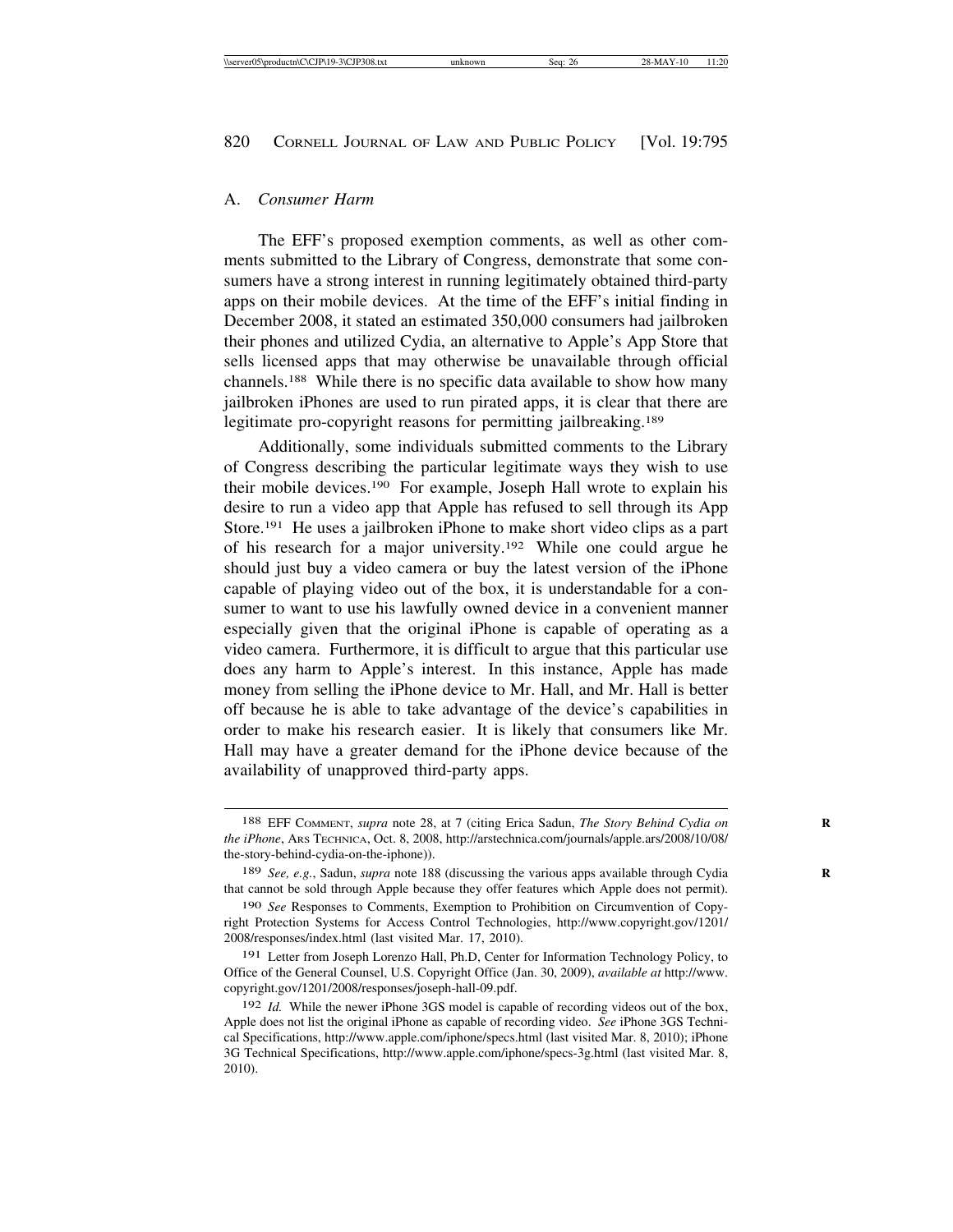## A. *Consumer Harm*

The EFF's proposed exemption comments, as well as other comments submitted to the Library of Congress, demonstrate that some consumers have a strong interest in running legitimately obtained third-party apps on their mobile devices. At the time of the EFF's initial finding in December 2008, it stated an estimated 350,000 consumers had jailbroken their phones and utilized Cydia, an alternative to Apple's App Store that sells licensed apps that may otherwise be unavailable through official channels.[188] While there is no specific data available to show how many jailbroken iPhones are used to run pirated apps, it is clear that there are legitimate pro-copyright reasons for permitting jailbreaking.[189]

Additionally, some individuals submitted comments to the Library of Congress describing the particular legitimate ways they wish to use their mobile devices.[190] For example, Joseph Hall wrote to explain his desire to run a video app that Apple has refused to sell through its App Store.[191] He uses a jailbroken iPhone to make short video clips as a part of his research for a major university.[192] While one could argue he should just buy a video camera or buy the latest version of the iPhone capable of playing video out of the box, it is understandable for a consumer to want to use his lawfully owned device in a convenient manner especially given that the original iPhone is capable of operating as a video camera. Furthermore, it is difficult to argue that this particular use does any harm to Apple's interest. In this instance, Apple has made money from selling the iPhone device to Mr. Hall, and Mr. Hall is better off because he is able to take advantage of the device's capabilities in order to make his research easier. It is likely that consumers like Mr. Hall may have a greater demand for the iPhone device because of the availability of unapproved third-party apps.

---

[188] EFF COMMENT, *supra* note 28, at 7 (citing Erica Sadun, *The Story Behind Cydia on the iPhone*, ARS TECHNICA, Oct. 8, 2008, http://arstechnica.com/journals/apple.ars/2008/10/08/the-story-behind-cydia-on-the-iphone)).

[189] *See, e.g.*, Sadun, *supra* note 188 (discussing the various apps available through Cydia that cannot be sold through Apple because they offer features which Apple does not permit).

[190] *See* Responses to Comments, Exemption to Prohibition on Circumvention of Copyright Protection Systems for Access Control Technologies, http://www.copyright.gov/1201/2008/responses/index.html (last visited Mar. 17, 2010).

[191] Letter from Joseph Lorenzo Hall, Ph.D, Center for Information Technology Policy, to Office of the General Counsel, U.S. Copyright Office (Jan. 30, 2009), *available at* http://www.copyright.gov/1201/2008/responses/joseph-hall-09.pdf.

[192] *Id.* While the newer iPhone 3GS model is capable of recording videos out of the box, Apple does not list the original iPhone as capable of recording video. *See* iPhone 3GS Technical Specifications, http://www.apple.com/iphone/specs.html (last visited Mar. 8, 2010); iPhone 3G Technical Specifications, http://www.apple.com/iphone/specs-3g.html (last visited Mar. 8, 2010).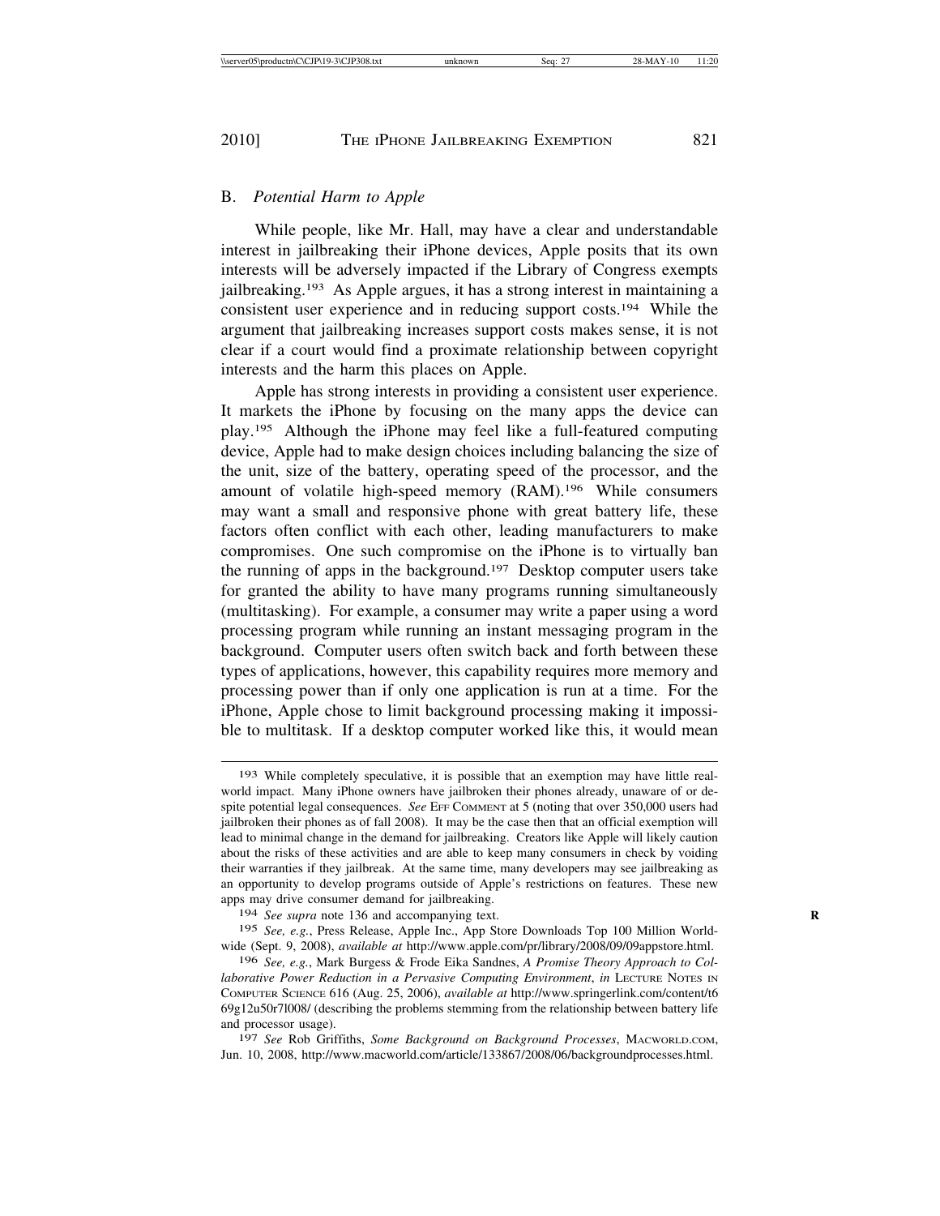## B. *Potential Harm to Apple*

While people, like Mr. Hall, may have a clear and understandable interest in jailbreaking their iPhone devices, Apple posits that its own interests will be adversely impacted if the Library of Congress exempts jailbreaking.[193] As Apple argues, it has a strong interest in maintaining a consistent user experience and in reducing support costs.[194] While the argument that jailbreaking increases support costs makes sense, it is not clear if a court would find a proximate relationship between copyright interests and the harm this places on Apple.

Apple has strong interests in providing a consistent user experience. It markets the iPhone by focusing on the many apps the device can play.[195] Although the iPhone may feel like a full-featured computing device, Apple had to make design choices including balancing the size of the unit, size of the battery, operating speed of the processor, and the amount of volatile high-speed memory (RAM).[196] While consumers may want a small and responsive phone with great battery life, these factors often conflict with each other, leading manufacturers to make compromises. One such compromise on the iPhone is to virtually ban the running of apps in the background.[197] Desktop computer users take for granted the ability to have many programs running simultaneously (multitasking). For example, a consumer may write a paper using a word processing program while running an instant messaging program in the background. Computer users often switch back and forth between these types of applications, however, this capability requires more memory and processing power than if only one application is run at a time. For the iPhone, Apple chose to limit background processing making it impossible to multitask. If a desktop computer worked like this, it would mean

---

193 While completely speculative, it is possible that an exemption may have little real-world impact. Many iPhone owners have jailbroken their phones already, unaware of or despite potential legal consequences. *See* EFF COMMENT at 5 (noting that over 350,000 users had jailbroken their phones as of fall 2008). It may be the case then that an official exemption will lead to minimal change in the demand for jailbreaking. Creators like Apple will likely caution about the risks of these activities and are able to keep many consumers in check by voiding their warranties if they jailbreak. At the same time, many developers may see jailbreaking as an opportunity to develop programs outside of Apple's restrictions on features. These new apps may drive consumer demand for jailbreaking.

194 *See supra* note 136 and accompanying text.

195 *See, e.g.*, Press Release, Apple Inc., App Store Downloads Top 100 Million Worldwide (Sept. 9, 2008), *available at* http://www.apple.com/pr/library/2008/09/09appstore.html.

196 *See, e.g.*, Mark Burgess & Frode Eika Sandnes, *A Promise Theory Approach to Collaborative Power Reduction in a Pervasive Computing Environment*, *in* LECTURE NOTES IN COMPUTER SCIENCE 616 (Aug. 25, 2006), *available at* http://www.springerlink.com/content/t669g12u50r7l008/ (describing the problems stemming from the relationship between battery life and processor usage).

197 *See* Rob Griffiths, *Some Background on Background Processes*, MACWORLD.COM, Jun. 10, 2008, http://www.macworld.com/article/133867/2008/06/backgroundprocesses.html.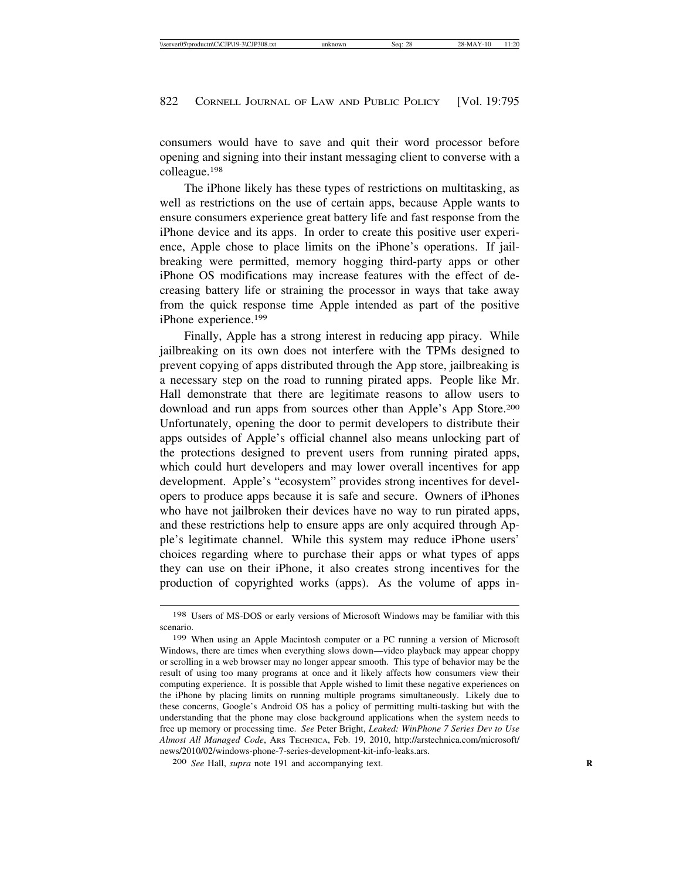consumers would have to save and quit their word processor before opening and signing into their instant messaging client to converse with a colleague.[198]

The iPhone likely has these types of restrictions on multitasking, as well as restrictions on the use of certain apps, because Apple wants to ensure consumers experience great battery life and fast response from the iPhone device and its apps. In order to create this positive user experience, Apple chose to place limits on the iPhone's operations. If jailbreaking were permitted, memory hogging third-party apps or other iPhone OS modifications may increase features with the effect of decreasing battery life or straining the processor in ways that take away from the quick response time Apple intended as part of the positive iPhone experience.[199]

Finally, Apple has a strong interest in reducing app piracy. While jailbreaking on its own does not interfere with the TPMs designed to prevent copying of apps distributed through the App store, jailbreaking is a necessary step on the road to running pirated apps. People like Mr. Hall demonstrate that there are legitimate reasons to allow users to download and run apps from sources other than Apple's App Store.[200] Unfortunately, opening the door to permit developers to distribute their apps outsides of Apple's official channel also means unlocking part of the protections designed to prevent users from running pirated apps, which could hurt developers and may lower overall incentives for app development. Apple's "ecosystem" provides strong incentives for developers to produce apps because it is safe and secure. Owners of iPhones who have not jailbroken their devices have no way to run pirated apps, and these restrictions help to ensure apps are only acquired through Apple's legitimate channel. While this system may reduce iPhone users' choices regarding where to purchase their apps or what types of apps they can use on their iPhone, it also creates strong incentives for the production of copyrighted works (apps). As the volume of apps in-

---

[198] Users of MS-DOS or early versions of Microsoft Windows may be familiar with this scenario.

[199] When using an Apple Macintosh computer or a PC running a version of Microsoft Windows, there are times when everything slows down—video playback may appear choppy or scrolling in a web browser may no longer appear smooth. This type of behavior may be the result of using too many programs at once and it likely affects how consumers view their computing experience. It is possible that Apple wished to limit these negative experiences on the iPhone by placing limits on running multiple programs simultaneously. Likely due to these concerns, Google's Android OS has a policy of permitting multi-tasking but with the understanding that the phone may close background applications when the system needs to free up memory or processing time. *See* Peter Bright, *Leaked: WinPhone 7 Series Dev to Use Almost All Managed Code*, ARS TECHNICA, Feb. 19, 2010, http://arstechnica.com/microsoft/news/2010/02/windows-phone-7-series-development-kit-info-leaks.ars.

[200] *See* Hall, *supra* note 191 and accompanying text.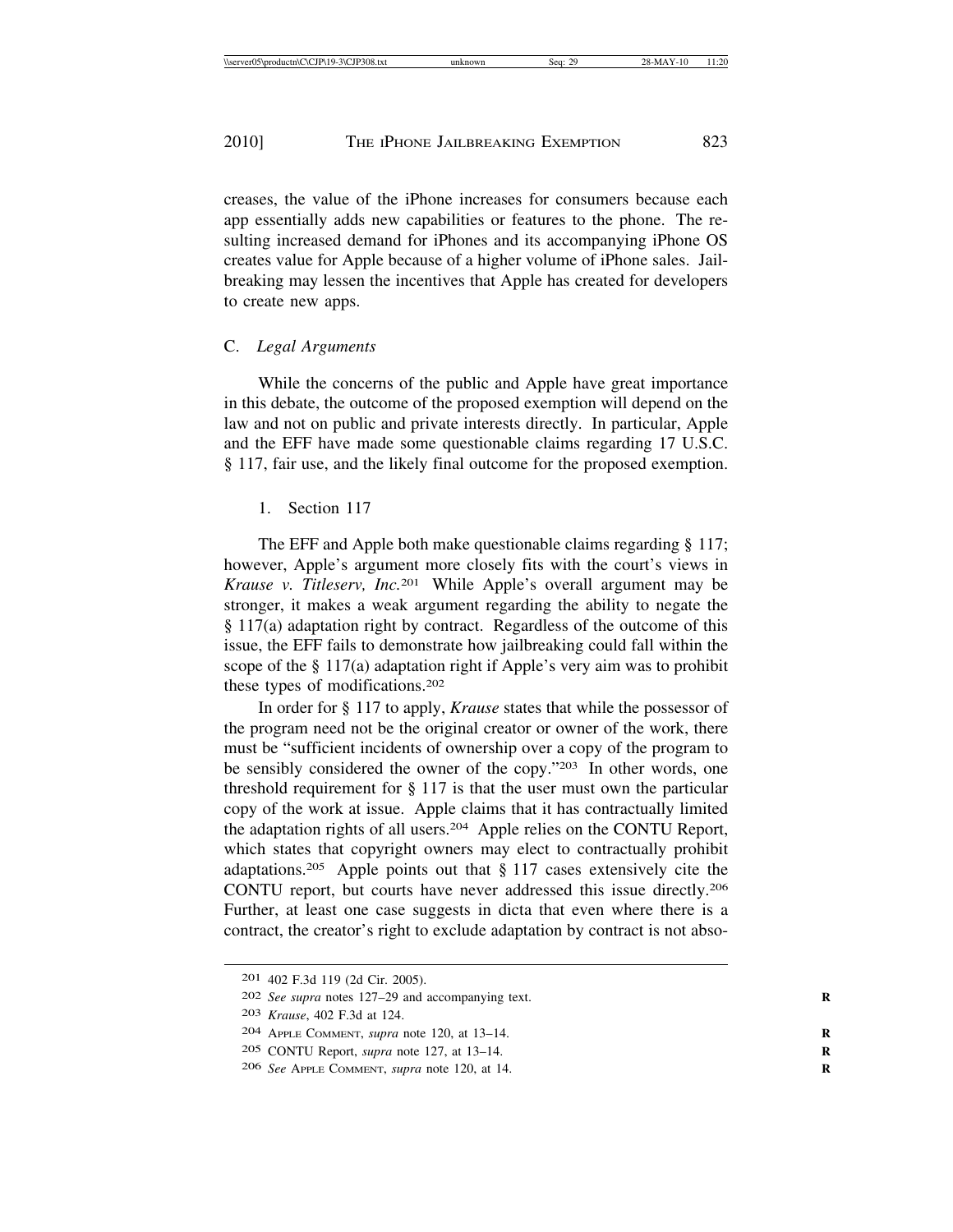creases, the value of the iPhone increases for consumers because each app essentially adds new capabilities or features to the phone. The resulting increased demand for iPhones and its accompanying iPhone OS creates value for Apple because of a higher volume of iPhone sales. Jailbreaking may lessen the incentives that Apple has created for developers to create new apps.

### C. *Legal Arguments*

While the concerns of the public and Apple have great importance in this debate, the outcome of the proposed exemption will depend on the law and not on public and private interests directly. In particular, Apple and the EFF have made some questionable claims regarding 17 U.S.C. § 117, fair use, and the likely final outcome for the proposed exemption.

#### 1. Section 117

The EFF and Apple both make questionable claims regarding § 117; however, Apple's argument more closely fits with the court's views in *Krause v. Titleserv, Inc.*[201] While Apple's overall argument may be stronger, it makes a weak argument regarding the ability to negate the § 117(a) adaptation right by contract. Regardless of the outcome of this issue, the EFF fails to demonstrate how jailbreaking could fall within the scope of the § 117(a) adaptation right if Apple's very aim was to prohibit these types of modifications.[202]

In order for § 117 to apply, *Krause* states that while the possessor of the program need not be the original creator or owner of the work, there must be "sufficient incidents of ownership over a copy of the program to be sensibly considered the owner of the copy."[203] In other words, one threshold requirement for § 117 is that the user must own the particular copy of the work at issue. Apple claims that it has contractually limited the adaptation rights of all users.[204] Apple relies on the CONTU Report, which states that copyright owners may elect to contractually prohibit adaptations.[205] Apple points out that § 117 cases extensively cite the CONTU report, but courts have never addressed this issue directly.[206] Further, at least one case suggests in dicta that even where there is a contract, the creator's right to exclude adaptation by contract is not abso-

---

[201] 402 F.3d 119 (2d Cir. 2005).

[202] *See supra* notes 127–29 and accompanying text.

[203] *Krause*, 402 F.3d at 124.

[204] APPLE COMMENT, *supra* note 120, at 13–14.

[205] CONTU Report, *supra* note 127, at 13–14.

[206] *See* APPLE COMMENT, *supra* note 120, at 14.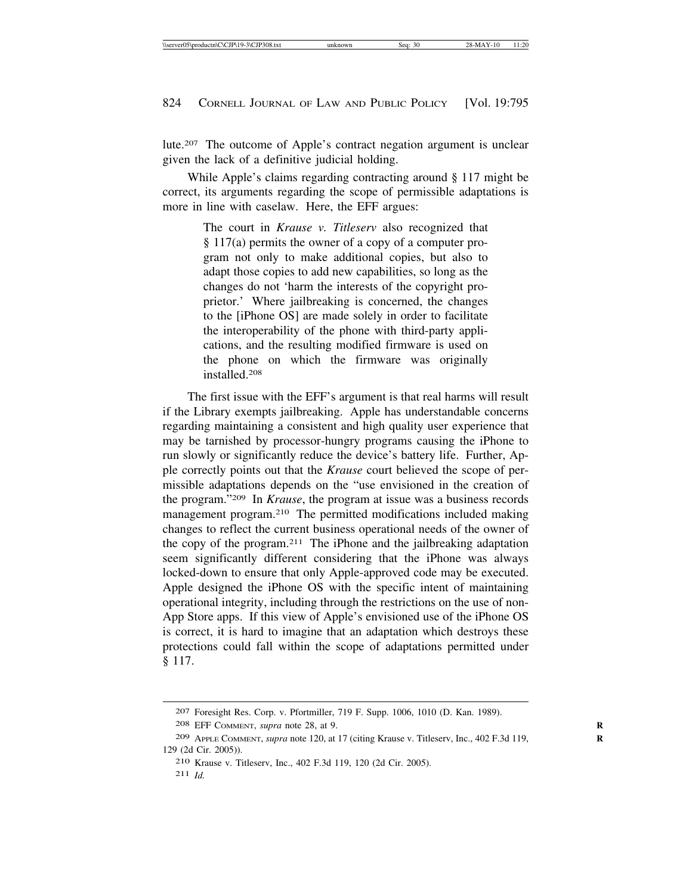lute.[207] The outcome of Apple's contract negation argument is unclear given the lack of a definitive judicial holding.

While Apple's claims regarding contracting around § 117 might be correct, its arguments regarding the scope of permissible adaptations is more in line with caselaw. Here, the EFF argues:

> The court in *Krause v. Titleserv* also recognized that § 117(a) permits the owner of a copy of a computer program not only to make additional copies, but also to adapt those copies to add new capabilities, so long as the changes do not 'harm the interests of the copyright proprietor.' Where jailbreaking is concerned, the changes to the [iPhone OS] are made solely in order to facilitate the interoperability of the phone with third-party applications, and the resulting modified firmware is used on the phone on which the firmware was originally installed.[208]

The first issue with the EFF's argument is that real harms will result if the Library exempts jailbreaking. Apple has understandable concerns regarding maintaining a consistent and high quality user experience that may be tarnished by processor-hungry programs causing the iPhone to run slowly or significantly reduce the device's battery life. Further, Apple correctly points out that the *Krause* court believed the scope of permissible adaptations depends on the "use envisioned in the creation of the program."[209] In *Krause*, the program at issue was a business records management program.[210] The permitted modifications included making changes to reflect the current business operational needs of the owner of the copy of the program.[211] The iPhone and the jailbreaking adaptation seem significantly different considering that the iPhone was always locked-down to ensure that only Apple-approved code may be executed. Apple designed the iPhone OS with the specific intent of maintaining operational integrity, including through the restrictions on the use of non-App Store apps. If this view of Apple's envisioned use of the iPhone OS is correct, it is hard to imagine that an adaptation which destroys these protections could fall within the scope of adaptations permitted under § 117.

---

207 Foresight Res. Corp. v. Pfortmiller, 719 F. Supp. 1006, 1010 (D. Kan. 1989).

208 EFF Comment, *supra* note 28, at 9.

209 Apple Comment, *supra* note 120, at 17 (citing Krause v. Titleserv, Inc., 402 F.3d 119, 129 (2d Cir. 2005)).

210 Krause v. Titleserv, Inc., 402 F.3d 119, 120 (2d Cir. 2005).

211 *Id.*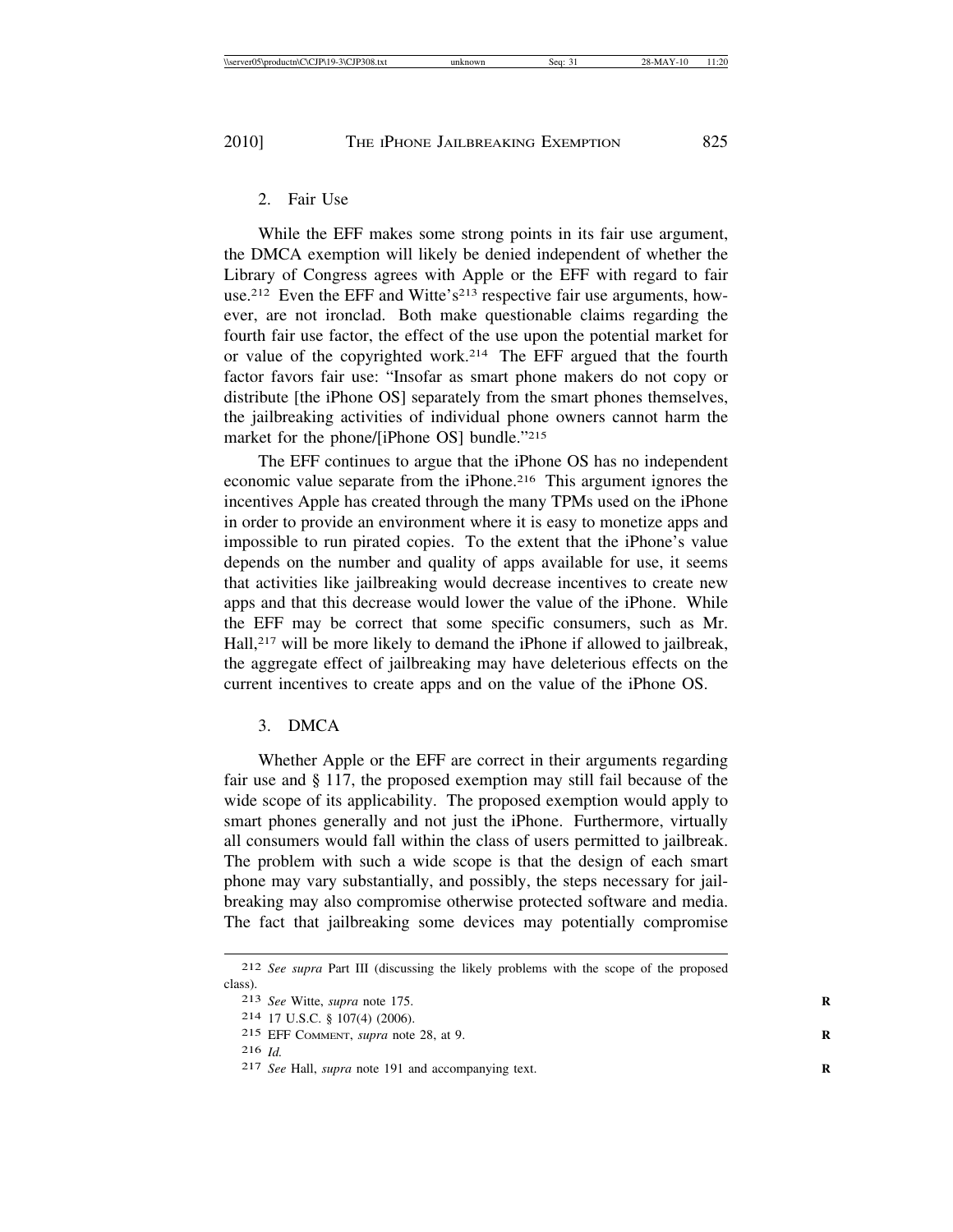2. Fair Use

While the EFF makes some strong points in its fair use argument, the DMCA exemption will likely be denied independent of whether the Library of Congress agrees with Apple or the EFF with regard to fair use.[212] Even the EFF and Witte's[213] respective fair use arguments, however, are not ironclad. Both make questionable claims regarding the fourth fair use factor, the effect of the use upon the potential market for or value of the copyrighted work.[214] The EFF argued that the fourth factor favors fair use: "Insofar as smart phone makers do not copy or distribute [the iPhone OS] separately from the smart phones themselves, the jailbreaking activities of individual phone owners cannot harm the market for the phone/[iPhone OS] bundle."[215]

The EFF continues to argue that the iPhone OS has no independent economic value separate from the iPhone.[216] This argument ignores the incentives Apple has created through the many TPMs used on the iPhone in order to provide an environment where it is easy to monetize apps and impossible to run pirated copies. To the extent that the iPhone's value depends on the number and quality of apps available for use, it seems that activities like jailbreaking would decrease incentives to create new apps and that this decrease would lower the value of the iPhone. While the EFF may be correct that some specific consumers, such as Mr. Hall,[217] will be more likely to demand the iPhone if allowed to jailbreak, the aggregate effect of jailbreaking may have deleterious effects on the current incentives to create apps and on the value of the iPhone OS.

3. DMCA

Whether Apple or the EFF are correct in their arguments regarding fair use and § 117, the proposed exemption may still fail because of the wide scope of its applicability. The proposed exemption would apply to smart phones generally and not just the iPhone. Furthermore, virtually all consumers would fall within the class of users permitted to jailbreak. The problem with such a wide scope is that the design of each smart phone may vary substantially, and possibly, the steps necessary for jailbreaking may also compromise otherwise protected software and media. The fact that jailbreaking some devices may potentially compromise

---

212 *See supra* Part III (discussing the likely problems with the scope of the proposed class).

213 *See* Witte, *supra* note 175.

214 17 U.S.C. § 107(4) (2006).

215 EFF COMMENT, *supra* note 28, at 9.

216 *Id.*

217 *See* Hall, *supra* note 191 and accompanying text.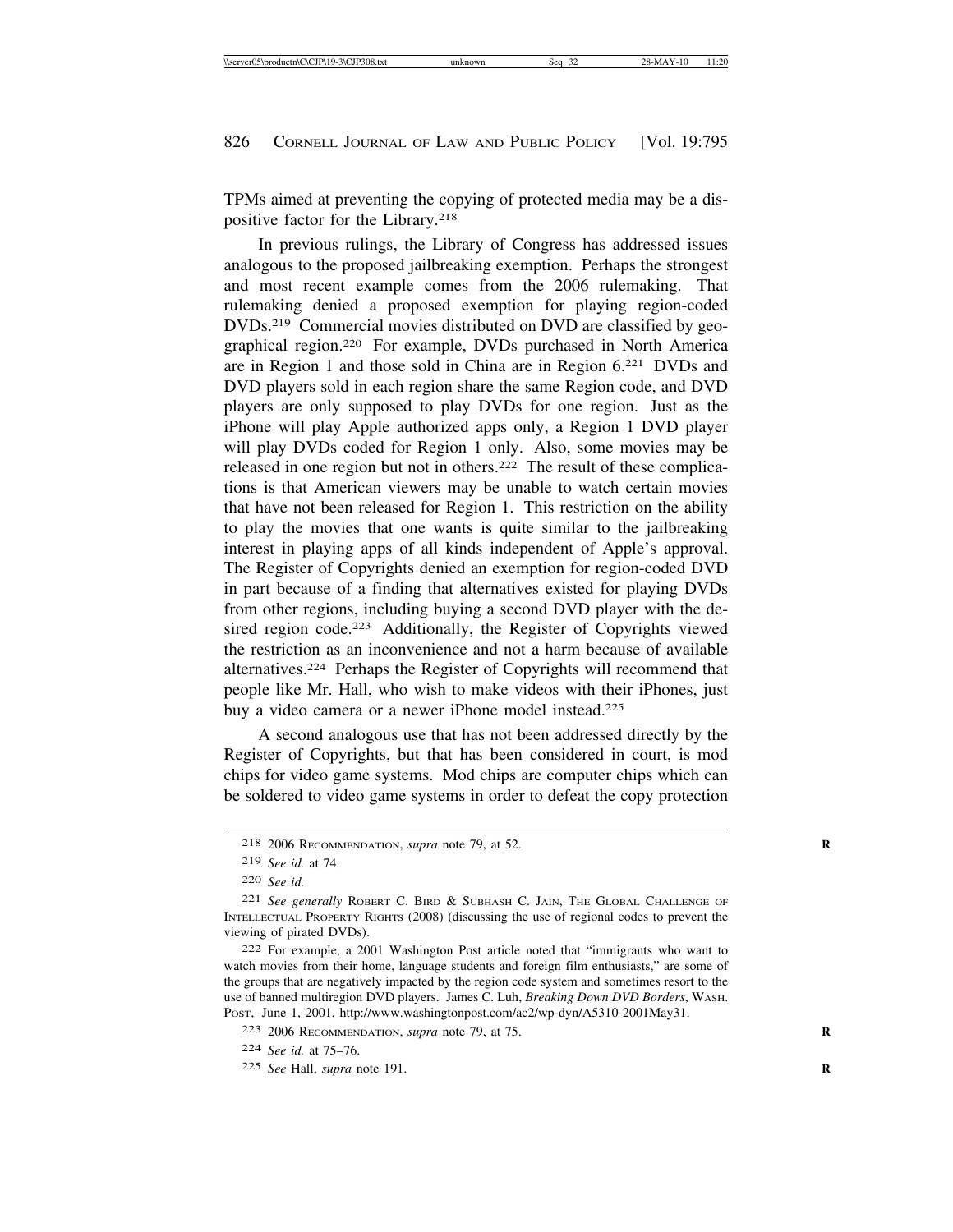TPMs aimed at preventing the copying of protected media may be a dispositive factor for the Library.[218]

In previous rulings, the Library of Congress has addressed issues analogous to the proposed jailbreaking exemption. Perhaps the strongest and most recent example comes from the 2006 rulemaking. That rulemaking denied a proposed exemption for playing region-coded DVDs.[219] Commercial movies distributed on DVD are classified by geographical region.[220] For example, DVDs purchased in North America are in Region 1 and those sold in China are in Region 6.[221] DVDs and DVD players sold in each region share the same Region code, and DVD players are only supposed to play DVDs for one region. Just as the iPhone will play Apple authorized apps only, a Region 1 DVD player will play DVDs coded for Region 1 only. Also, some movies may be released in one region but not in others.[222] The result of these complications is that American viewers may be unable to watch certain movies that have not been released for Region 1. This restriction on the ability to play the movies that one wants is quite similar to the jailbreaking interest in playing apps of all kinds independent of Apple's approval. The Register of Copyrights denied an exemption for region-coded DVD in part because of a finding that alternatives existed for playing DVDs from other regions, including buying a second DVD player with the desired region code.[223] Additionally, the Register of Copyrights viewed the restriction as an inconvenience and not a harm because of available alternatives.[224] Perhaps the Register of Copyrights will recommend that people like Mr. Hall, who wish to make videos with their iPhones, just buy a video camera or a newer iPhone model instead.[225]

A second analogous use that has not been addressed directly by the Register of Copyrights, but that has been considered in court, is mod chips for video game systems. Mod chips are computer chips which can be soldered to video game systems in order to defeat the copy protection

---

[218] 2006 RECOMMENDATION, *supra* note 79, at 52.

[219] *See id.* at 74.

[220] *See id.*

[221] *See generally* ROBERT C. BIRD & SUBHASH C. JAIN, THE GLOBAL CHALLENGE OF INTELLECTUAL PROPERTY RIGHTS (2008) (discussing the use of regional codes to prevent the viewing of pirated DVDs).

[222] For example, a 2001 Washington Post article noted that "immigrants who want to watch movies from their home, language students and foreign film enthusiasts," are some of the groups that are negatively impacted by the region code system and sometimes resort to the use of banned multiregion DVD players. James C. Luh, *Breaking Down DVD Borders*, WASH. POST, June 1, 2001, http://www.washingtonpost.com/ac2/wp-dyn/A5310-2001May31.

[223] 2006 RECOMMENDATION, *supra* note 79, at 75.

[224] *See id.* at 75–76.

[225] *See* Hall, *supra* note 191.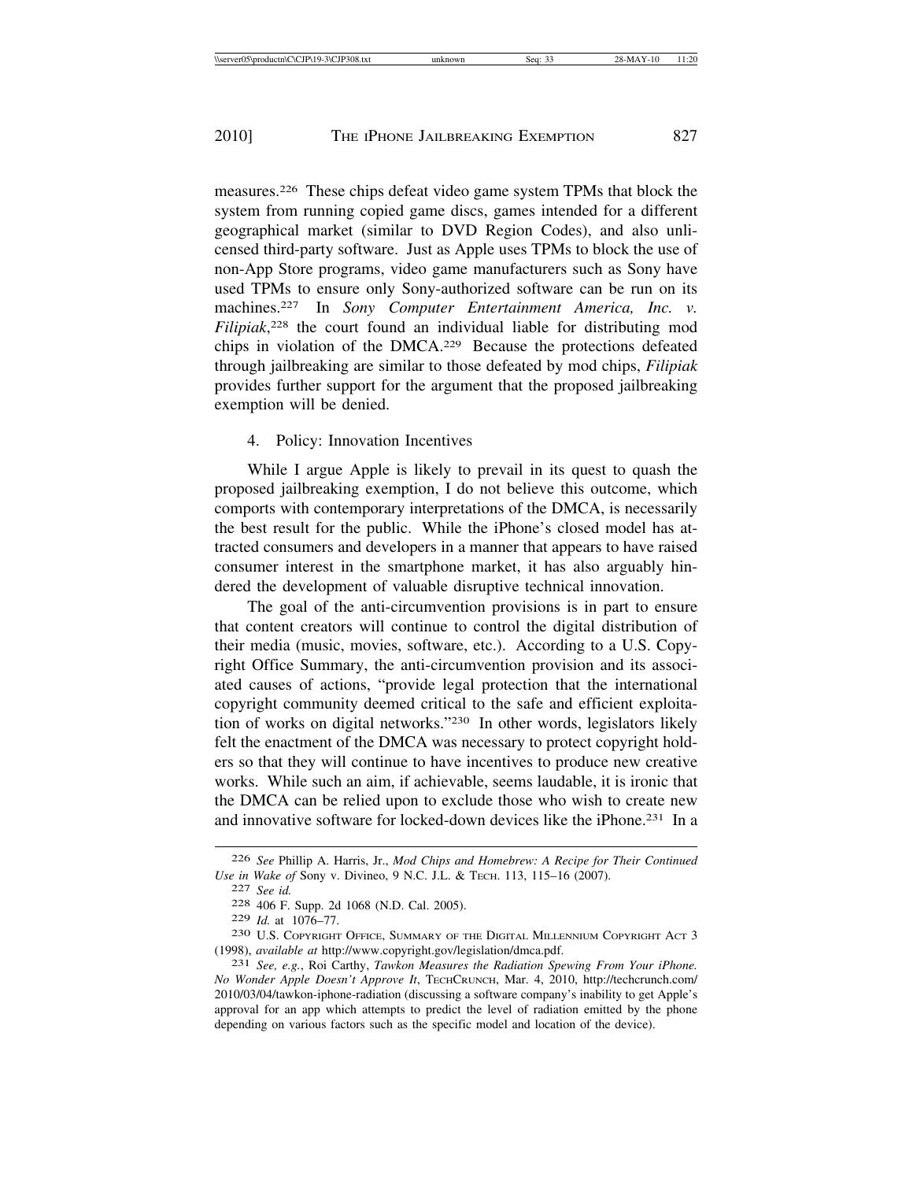measures.[226] These chips defeat video game system TPMs that block the system from running copied game discs, games intended for a different geographical market (similar to DVD Region Codes), and also unlicensed third-party software. Just as Apple uses TPMs to block the use of non-App Store programs, video game manufacturers such as Sony have used TPMs to ensure only Sony-authorized software can be run on its machines.[227] In *Sony Computer Entertainment America, Inc. v. Filipiak*,[228] the court found an individual liable for distributing mod chips in violation of the DMCA.[229] Because the protections defeated through jailbreaking are similar to those defeated by mod chips, *Filipiak* provides further support for the argument that the proposed jailbreaking exemption will be denied.

4. Policy: Innovation Incentives

While I argue Apple is likely to prevail in its quest to quash the proposed jailbreaking exemption, I do not believe this outcome, which comports with contemporary interpretations of the DMCA, is necessarily the best result for the public. While the iPhone's closed model has attracted consumers and developers in a manner that appears to have raised consumer interest in the smartphone market, it has also arguably hindered the development of valuable disruptive technical innovation.

The goal of the anti-circumvention provisions is in part to ensure that content creators will continue to control the digital distribution of their media (music, movies, software, etc.). According to a U.S. Copyright Office Summary, the anti-circumvention provision and its associated causes of actions, "provide legal protection that the international copyright community deemed critical to the safe and efficient exploitation of works on digital networks."[230] In other words, legislators likely felt the enactment of the DMCA was necessary to protect copyright holders so that they will continue to have incentives to produce new creative works. While such an aim, if achievable, seems laudable, it is ironic that the DMCA can be relied upon to exclude those who wish to create new and innovative software for locked-down devices like the iPhone.[231] In a

---

[226] *See* Phillip A. Harris, Jr., *Mod Chips and Homebrew: A Recipe for Their Continued Use in Wake of* Sony v. Divineo, 9 N.C. J.L. & TECH. 113, 115–16 (2007).

[227] *See id.*

[228] 406 F. Supp. 2d 1068 (N.D. Cal. 2005).

[229] *Id.* at 1076–77.

[230] U.S. COPYRIGHT OFFICE, SUMMARY OF THE DIGITAL MILLENNIUM COPYRIGHT ACT 3 (1998), *available at* http://www.copyright.gov/legislation/dmca.pdf.

[231] *See, e.g.*, Roi Carthy, *Tawkon Measures the Radiation Spewing From Your iPhone. No Wonder Apple Doesn't Approve It*, TECHCRUNCH, Mar. 4, 2010, http://techcrunch.com/2010/03/04/tawkon-iphone-radiation (discussing a software company's inability to get Apple's approval for an app which attempts to predict the level of radiation emitted by the phone depending on various factors such as the specific model and location of the device).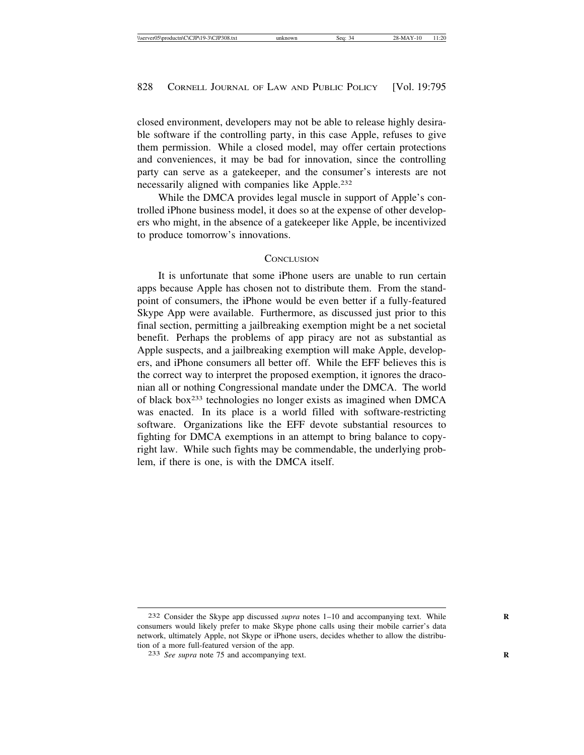closed environment, developers may not be able to release highly desirable software if the controlling party, in this case Apple, refuses to give them permission. While a closed model, may offer certain protections and conveniences, it may be bad for innovation, since the controlling party can serve as a gatekeeper, and the consumer's interests are not necessarily aligned with companies like Apple.[232]

While the DMCA provides legal muscle in support of Apple's controlled iPhone business model, it does so at the expense of other developers who might, in the absence of a gatekeeper like Apple, be incentivized to produce tomorrow's innovations.

## CONCLUSION

It is unfortunate that some iPhone users are unable to run certain apps because Apple has chosen not to distribute them. From the standpoint of consumers, the iPhone would be even better if a fully-featured Skype App were available. Furthermore, as discussed just prior to this final section, permitting a jailbreaking exemption might be a net societal benefit. Perhaps the problems of app piracy are not as substantial as Apple suspects, and a jailbreaking exemption will make Apple, developers, and iPhone consumers all better off. While the EFF believes this is the correct way to interpret the proposed exemption, it ignores the draconian all or nothing Congressional mandate under the DMCA. The world of black box[233] technologies no longer exists as imagined when DMCA was enacted. In its place is a world filled with software-restricting software. Organizations like the EFF devote substantial resources to fighting for DMCA exemptions in an attempt to bring balance to copyright law. While such fights may be commendable, the underlying problem, if there is one, is with the DMCA itself.

---

[232] Consider the Skype app discussed *supra* notes 1–10 and accompanying text. While consumers would likely prefer to make Skype phone calls using their mobile carrier's data network, ultimately Apple, not Skype or iPhone users, decides whether to allow the distribution of a more full-featured version of the app.

[233] *See supra* note 75 and accompanying text.